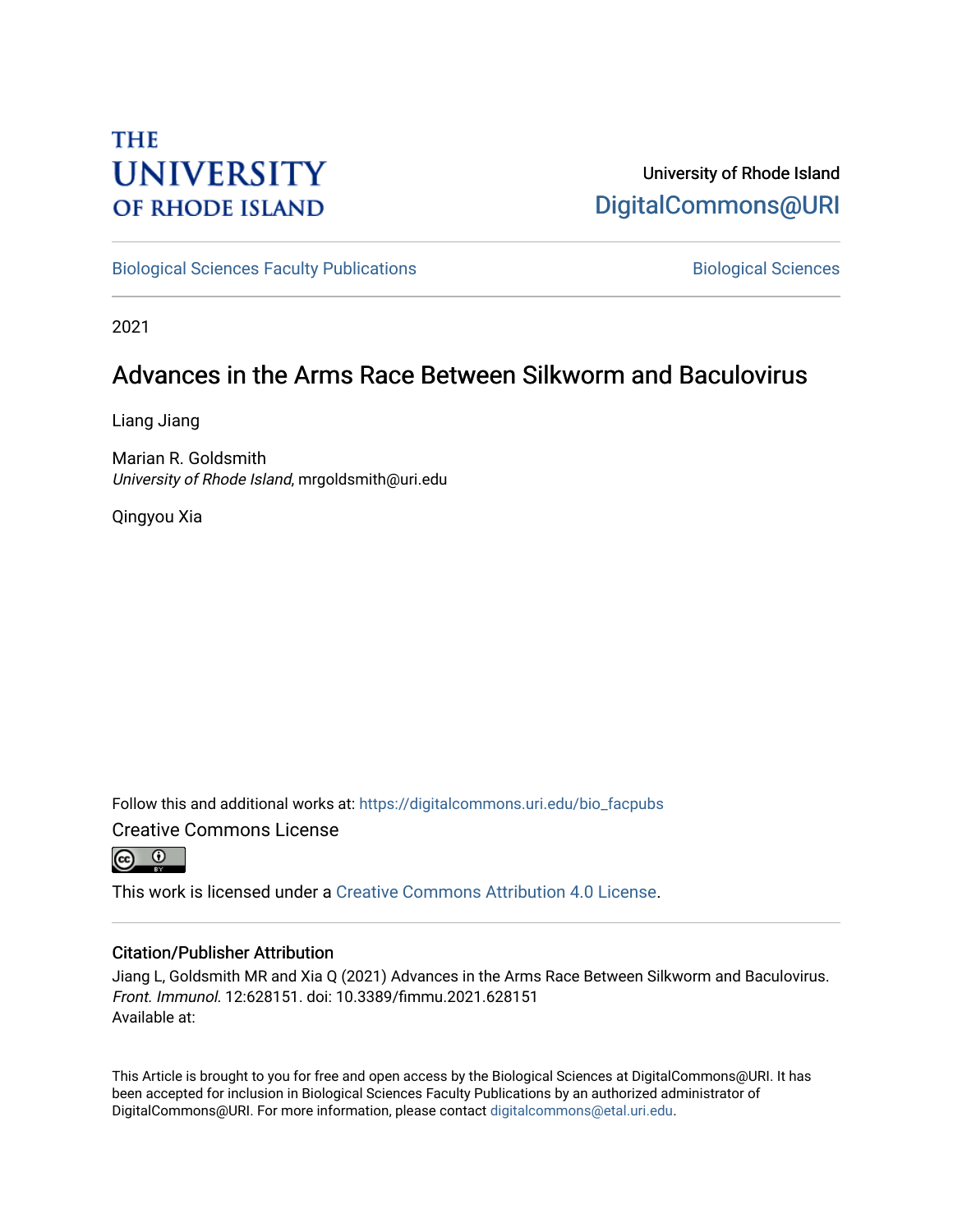THE UNIVERSITY OF RHODE ISLAND

University of Rhode Island
DigitalCommons@URI

Biological Sciences Faculty Publications | Biological Sciences

2021

# Advances in the Arms Race Between Silkworm and Baculovirus

Liang Jiang

Marian R. Goldsmith
*University of Rhode Island*, mrgoldsmith@uri.edu

Qingyou Xia

Follow this and additional works at: https://digitalcommons.uri.edu/bio_facpubs

Creative Commons License

This work is licensed under a Creative Commons Attribution 4.0 License.

## Citation/Publisher Attribution

Jiang L, Goldsmith MR and Xia Q (2021) Advances in the Arms Race Between Silkworm and Baculovirus. *Front. Immunol.* 12:628151. doi: 10.3389/fimmu.2021.628151
Available at:

This Article is brought to you for free and open access by the Biological Sciences at DigitalCommons@URI. It has been accepted for inclusion in Biological Sciences Faculty Publications by an authorized administrator of DigitalCommons@URI. For more information, please contact digitalcommons@etal.uri.edu.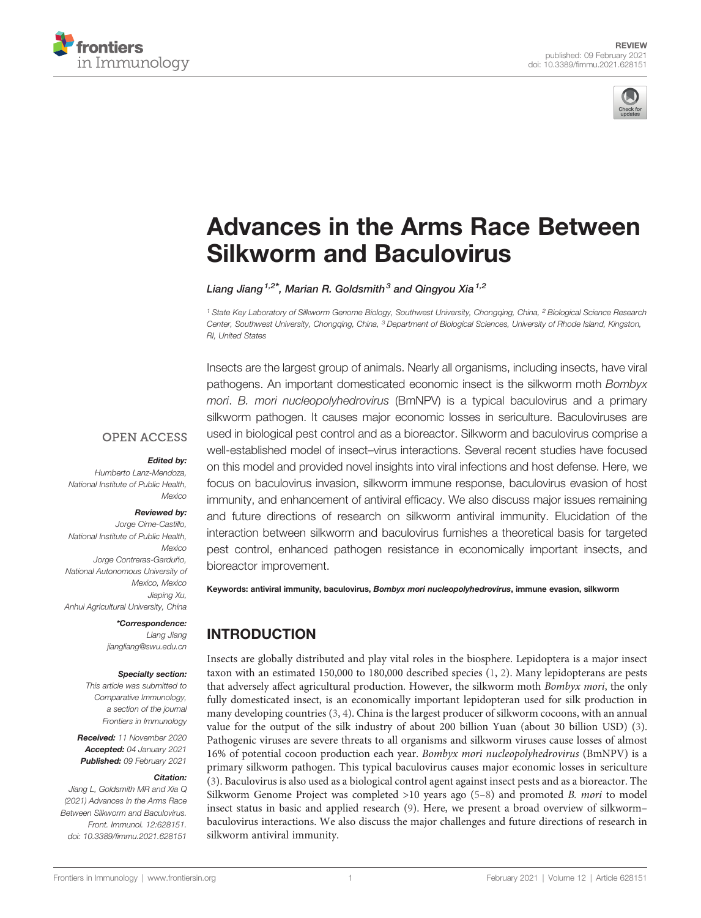REVIEW
published: 09 February 2021
doi: 10.3389/fimmu.2021.628151

# Advances in the Arms Race Between Silkworm and Baculovirus

Liang Jiang[1,2]*, Marian R. Goldsmith[3] and Qingyou Xia[1,2]

[1] State Key Laboratory of Silkworm Genome Biology, Southwest University, Chongqing, China, [2] Biological Science Research Center, Southwest University, Chongqing, China, [3] Department of Biological Sciences, University of Rhode Island, Kingston, RI, United States

OPEN ACCESS

**Edited by:**
Humberto Lanz-Mendoza,
National Institute of Public Health,
Mexico

**Reviewed by:**
Jorge Cime-Castillo,
National Institute of Public Health,
Mexico
Jorge Contreras-Garduño,
National Autonomous University of
Mexico, Mexico
Jiaping Xu,
Anhui Agricultural University, China

***Correspondence:**
Liang Jiang
jiangliang@swu.edu.cn

**Specialty section:**
This article was submitted to
Comparative Immunology,
a section of the journal
Frontiers in Immunology

**Received:** 11 November 2020
**Accepted:** 04 January 2021
**Published:** 09 February 2021

**Citation:**
Jiang L, Goldsmith MR and Xia Q
(2021) Advances in the Arms Race
Between Silkworm and Baculovirus.
Front. Immunol. 12:628151.
doi: 10.3389/fimmu.2021.628151

Insects are the largest group of animals. Nearly all organisms, including insects, have viral pathogens. An important domesticated economic insect is the silkworm moth *Bombyx mori*. *B. mori nucleopolyhedrovirus* (BmNPV) is a typical baculovirus and a primary silkworm pathogen. It causes major economic losses in sericulture. Baculoviruses are used in biological pest control and as a bioreactor. Silkworm and baculovirus comprise a well-established model of insect–virus interactions. Several recent studies have focused on this model and provided novel insights into viral infections and host defense. Here, we focus on baculovirus invasion, silkworm immune response, baculovirus evasion of host immunity, and enhancement of antiviral efficacy. We also discuss major issues remaining and future directions of research on silkworm antiviral immunity. Elucidation of the interaction between silkworm and baculovirus furnishes a theoretical basis for targeted pest control, enhanced pathogen resistance in economically important insects, and bioreactor improvement.

**Keywords: antiviral immunity, baculovirus, *Bombyx mori nucleopolyhedrovirus*, immune evasion, silkworm**

## INTRODUCTION

Insects are globally distributed and play vital roles in the biosphere. Lepidoptera is a major insect taxon with an estimated 150,000 to 180,000 described species (1, 2). Many lepidopterans are pests that adversely affect agricultural production. However, the silkworm moth *Bombyx mori*, the only fully domesticated insect, is an economically important lepidopteran used for silk production in many developing countries (3, 4). China is the largest producer of silkworm cocoons, with an annual value for the output of the silk industry of about 200 billion Yuan (about 30 billion USD) (3). Pathogenic viruses are severe threats to all organisms and silkworm viruses cause losses of almost 16% of potential cocoon production each year. *Bombyx mori nucleopolyhedrovirus* (BmNPV) is a primary silkworm pathogen. This typical baculovirus causes major economic losses in sericulture (3). Baculovirus is also used as a biological control agent against insect pests and as a bioreactor. The Silkworm Genome Project was completed >10 years ago (5–8) and promoted *B. mori* to model insect status in basic and applied research (9). Here, we present a broad overview of silkworm–baculovirus interactions. We also discuss the major challenges and future directions of research in silkworm antiviral immunity.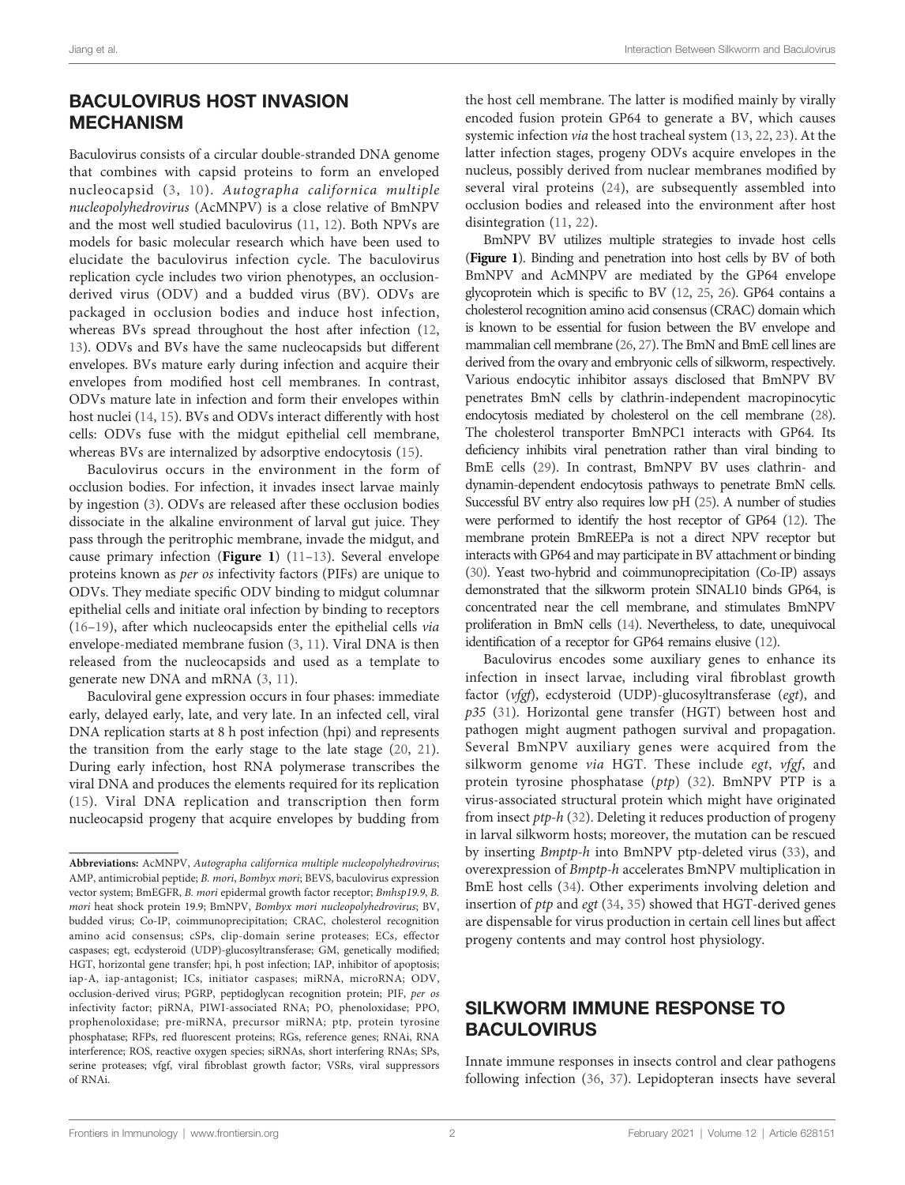## BACULOVIRUS HOST INVASION MECHANISM

Baculovirus consists of a circular double-stranded DNA genome that combines with capsid proteins to form an enveloped nucleocapsid (3, 10). *Autographa californica multiple nucleopolyhedrovirus* (AcMNPV) is a close relative of BmNPV and the most well studied baculovirus (11, 12). Both NPVs are models for basic molecular research which have been used to elucidate the baculovirus infection cycle. The baculovirus replication cycle includes two virion phenotypes, an occlusion-derived virus (ODV) and a budded virus (BV). ODVs are packaged in occlusion bodies and induce host infection, whereas BVs spread throughout the host after infection (12, 13). ODVs and BVs have the same nucleocapsids but different envelopes. BVs mature early during infection and acquire their envelopes from modified host cell membranes. In contrast, ODVs mature late in infection and form their envelopes within host nuclei (14, 15). BVs and ODVs interact differently with host cells: ODVs fuse with the midgut epithelial cell membrane, whereas BVs are internalized by adsorptive endocytosis (15).

Baculovirus occurs in the environment in the form of occlusion bodies. For infection, it invades insect larvae mainly by ingestion (3). ODVs are released after these occlusion bodies dissociate in the alkaline environment of larval gut juice. They pass through the peritrophic membrane, invade the midgut, and cause primary infection (**Figure 1**) (11–13). Several envelope proteins known as *per os* infectivity factors (PIFs) are unique to ODVs. They mediate specific ODV binding to midgut columnar epithelial cells and initiate oral infection by binding to receptors (16–19), after which nucleocapsids enter the epithelial cells *via* envelope-mediated membrane fusion (3, 11). Viral DNA is then released from the nucleocapsids and used as a template to generate new DNA and mRNA (3, 11).

Baculoviral gene expression occurs in four phases: immediate early, delayed early, late, and very late. In an infected cell, viral DNA replication starts at 8 h post infection (hpi) and represents the transition from the early stage to the late stage (20, 21). During early infection, host RNA polymerase transcribes the viral DNA and produces the elements required for its replication (15). Viral DNA replication and transcription then form nucleocapsid progeny that acquire envelopes by budding from the host cell membrane. The latter is modified mainly by virally encoded fusion protein GP64 to generate a BV, which causes systemic infection *via* the host tracheal system (13, 22, 23). At the latter infection stages, progeny ODVs acquire envelopes in the nucleus, possibly derived from nuclear membranes modified by several viral proteins (24), are subsequently assembled into occlusion bodies and released into the environment after host disintegration (11, 22).

BmNPV BV utilizes multiple strategies to invade host cells (**Figure 1**). Binding and penetration into host cells by BV of both BmNPV and AcMNPV are mediated by the GP64 envelope glycoprotein which is specific to BV (12, 25, 26). GP64 contains a cholesterol recognition amino acid consensus (CRAC) domain which is known to be essential for fusion between the BV envelope and mammalian cell membrane (26, 27). The BmN and BmE cell lines are derived from the ovary and embryonic cells of silkworm, respectively. Various endocytic inhibitor assays disclosed that BmNPV BV penetrates BmN cells by clathrin-independent macropinocytic endocytosis mediated by cholesterol on the cell membrane (28). The cholesterol transporter BmNPC1 interacts with GP64. Its deficiency inhibits viral penetration rather than viral binding to BmE cells (29). In contrast, BmNPV BV uses clathrin- and dynamin-dependent endocytosis pathways to penetrate BmN cells. Successful BV entry also requires low pH (25). A number of studies were performed to identify the host receptor of GP64 (12). The membrane protein BmREEPa is not a direct NPV receptor but interacts with GP64 and may participate in BV attachment or binding (30). Yeast two-hybrid and coimmunoprecipitation (Co-IP) assays demonstrated that the silkworm protein SINAL10 binds GP64, is concentrated near the cell membrane, and stimulates BmNPV proliferation in BmN cells (14). Nevertheless, to date, unequivocal identification of a receptor for GP64 remains elusive (12).

Baculovirus encodes some auxiliary genes to enhance its infection in insect larvae, including viral fibroblast growth factor (*vfgf*), ecdysteroid (UDP)-glucosyltransferase (*egt*), and *p35* (31). Horizontal gene transfer (HGT) between host and pathogen might augment pathogen survival and propagation. Several BmNPV auxiliary genes were acquired from the silkworm genome *via* HGT. These include *egt*, *vfgf*, and protein tyrosine phosphatase (*ptp*) (32). BmNPV PTP is a virus-associated structural protein which might have originated from insect *ptp-h* (32). Deleting it reduces production of progeny in larval silkworm hosts; moreover, the mutation can be rescued by inserting *Bmptp-h* into BmNPV ptp-deleted virus (33), and overexpression of *Bmptp-h* accelerates BmNPV multiplication in BmE host cells (34). Other experiments involving deletion and insertion of *ptp* and *egt* (34, 35) showed that HGT-derived genes are dispensable for virus production in certain cell lines but affect progeny contents and may control host physiology.

## SILKWORM IMMUNE RESPONSE TO BACULOVIRUS

Innate immune responses in insects control and clear pathogens following infection (36, 37). Lepidopteran insects have several

---

**Abbreviations:** AcMNPV, *Autographa californica multiple nucleopolyhedrovirus*; AMP, antimicrobial peptide; *B. mori*, *Bombyx mori*; BEVS, baculovirus expression vector system; BmEGFR, *B. mori* epidermal growth factor receptor; *Bmhsp19.9*, *B. mori* heat shock protein 19.9; BmNPV, *Bombyx mori nucleopolyhedrovirus*; BV, budded virus; Co-IP, coimmunoprecipitation; CRAC, cholesterol recognition amino acid consensus; cSPs, clip-domain serine proteases; ECs, effector caspases; egt, ecdysteroid (UDP)-glucosyltransferase; GM, genetically modified; HGT, horizontal gene transfer; hpi, h post infection; IAP, inhibitor of apoptosis; iap-A, iap-antagonist; ICs, initiator caspases; miRNA, microRNA; ODV, occlusion-derived virus; PGRP, peptidoglycan recognition protein; PIF, *per os* infectivity factor; piRNA, PIWI-associated RNA; PO, phenoloxidase; PPO, prophenoloxidase; pre-miRNA, precursor miRNA; ptp, protein tyrosine phosphatase; RFPs, red fluorescent proteins; RGs, reference genes; RNAi, RNA interference; ROS, reactive oxygen species; siRNAs, short interfering RNAs; SPs, serine proteases; vfgf, viral fibroblast growth factor; VSRs, viral suppressors of RNAi.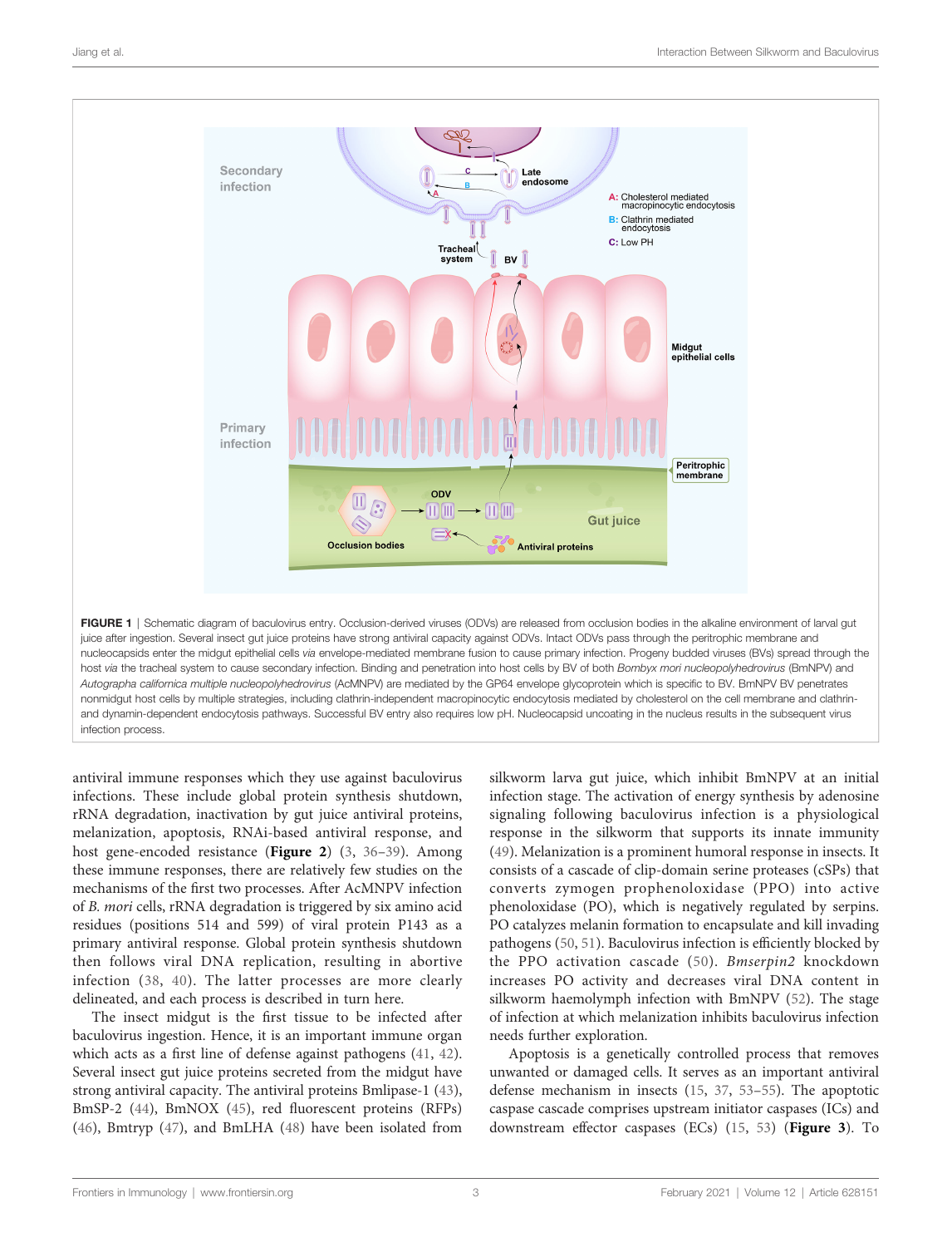**FIGURE 1** | Schematic diagram of baculovirus entry. Occlusion-derived viruses (ODVs) are released from occlusion bodies in the alkaline environment of larval gut juice after ingestion. Several insect gut juice proteins have strong antiviral capacity against ODVs. Intact ODVs pass through the peritrophic membrane and nucleocapsids enter the midgut epithelial cells *via* envelope-mediated membrane fusion to cause primary infection. Progeny budded viruses (BVs) spread through the host *via* the tracheal system to cause secondary infection. Binding and penetration into host cells by BV of both *Bombyx mori nucleopolyhedrovirus* (BmNPV) and *Autographa californica multiple nucleopolyhedrovirus* (AcMNPV) are mediated by the GP64 envelope glycoprotein which is specific to BV. BmNPV BV penetrates nonmidgut host cells by multiple strategies, including clathrin-independent macropinocytic endocytosis mediated by cholesterol on the cell membrane and clathrin- and dynamin-dependent endocytosis pathways. Successful BV entry also requires low pH. Nucleocapsid uncoating in the nucleus results in the subsequent virus infection process.

antiviral immune responses which they use against baculovirus infections. These include global protein synthesis shutdown, rRNA degradation, inactivation by gut juice antiviral proteins, melanization, apoptosis, RNAi-based antiviral response, and host gene-encoded resistance (**Figure 2**) (3, 36–39). Among these immune responses, there are relatively few studies on the mechanisms of the first two processes. After AcMNPV infection of *B. mori* cells, rRNA degradation is triggered by six amino acid residues (positions 514 and 599) of viral protein P143 as a primary antiviral response. Global protein synthesis shutdown then follows viral DNA replication, resulting in abortive infection (38, 40). The latter processes are more clearly delineated, and each process is described in turn here.

The insect midgut is the first tissue to be infected after baculovirus ingestion. Hence, it is an important immune organ which acts as a first line of defense against pathogens (41, 42). Several insect gut juice proteins secreted from the midgut have strong antiviral capacity. The antiviral proteins Bmlipase-1 (43), BmSP-2 (44), BmNOX (45), red fluorescent proteins (RFPs) (46), Bmtryp (47), and BmLHA (48) have been isolated from silkworm larva gut juice, which inhibit BmNPV at an initial infection stage. The activation of energy synthesis by adenosine signaling following baculovirus infection is a physiological response in the silkworm that supports its innate immunity (49). Melanization is a prominent humoral response in insects. It consists of a cascade of clip-domain serine proteases (cSPs) that converts zymogen prophenoloxidase (PPO) into active phenoloxidase (PO), which is negatively regulated by serpins. PO catalyzes melanin formation to encapsulate and kill invading pathogens (50, 51). Baculovirus infection is efficiently blocked by the PPO activation cascade (50). *Bmserpin2* knockdown increases PO activity and decreases viral DNA content in silkworm haemolymph infection with BmNPV (52). The stage of infection at which melanization inhibits baculovirus infection needs further exploration.

Apoptosis is a genetically controlled process that removes unwanted or damaged cells. It serves as an important antiviral defense mechanism in insects (15, 37, 53–55). The apoptotic caspase cascade comprises upstream initiator caspases (ICs) and downstream effector caspases (ECs) (15, 53) (**Figure 3**). To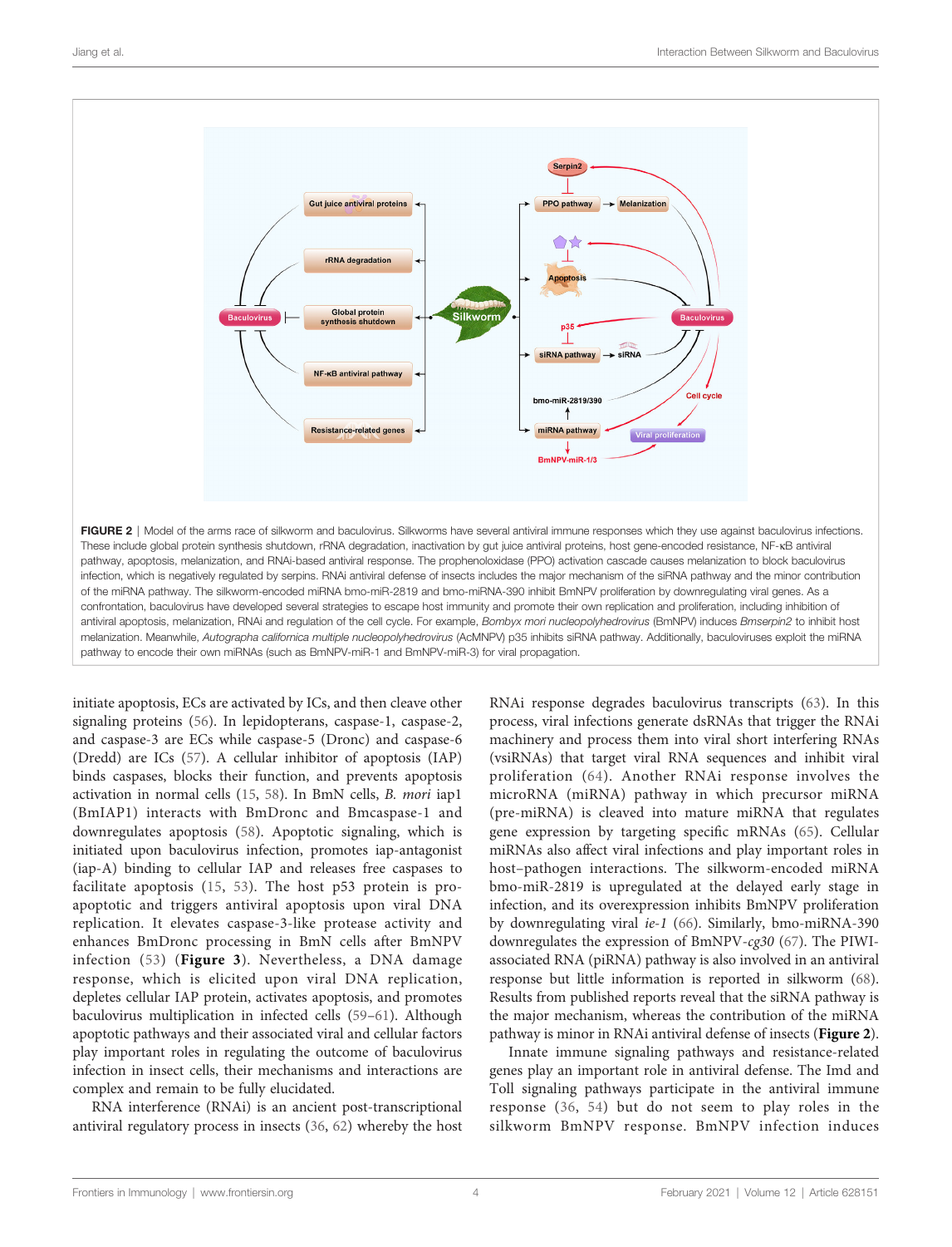**FIGURE 2** | Model of the arms race of silkworm and baculovirus. Silkworms have several antiviral immune responses which they use against baculovirus infections. These include global protein synthesis shutdown, rRNA degradation, inactivation by gut juice antiviral proteins, host gene-encoded resistance, NF-κB antiviral pathway, apoptosis, melanization, and RNAi-based antiviral response. The prophenoloxidase (PPO) activation cascade causes melanization to block baculovirus infection, which is negatively regulated by serpins. RNAi antiviral defense of insects includes the major mechanism of the siRNA pathway and the minor contribution of the miRNA pathway. The silkworm-encoded miRNA bmo-miR-2819 and bmo-miRNA-390 inhibit BmNPV proliferation by downregulating viral genes. As a confrontation, baculovirus have developed several strategies to escape host immunity and promote their own replication and proliferation, including inhibition of antiviral apoptosis, melanization, RNAi and regulation of the cell cycle. For example, *Bombyx mori nucleopolyhedrovirus* (BmNPV) induces *Bmserpin2* to inhibit host melanization. Meanwhile, *Autographa californica multiple nucleopolyhedrovirus* (AcMNPV) p35 inhibits siRNA pathway. Additionally, baculoviruses exploit the miRNA pathway to encode their own miRNAs (such as BmNPV-miR-1 and BmNPV-miR-3) for viral propagation.

initiate apoptosis, ECs are activated by ICs, and then cleave other signaling proteins (56). In lepidopterans, caspase-1, caspase-2, and caspase-3 are ECs while caspase-5 (Dronc) and caspase-6 (Dredd) are ICs (57). A cellular inhibitor of apoptosis (IAP) binds caspases, blocks their function, and prevents apoptosis activation in normal cells (15, 58). In BmN cells, *B. mori* iap1 (BmIAP1) interacts with BmDronc and Bmcaspase-1 and downregulates apoptosis (58). Apoptotic signaling, which is initiated upon baculovirus infection, promotes iap-antagonist (iap-A) binding to cellular IAP and releases free caspases to facilitate apoptosis (15, 53). The host p53 protein is pro-apoptotic and triggers antiviral apoptosis upon viral DNA replication. It elevates caspase-3-like protease activity and enhances BmDronc processing in BmN cells after BmNPV infection (53) (**Figure 3**). Nevertheless, a DNA damage response, which is elicited upon viral DNA replication, depletes cellular IAP protein, activates apoptosis, and promotes baculovirus multiplication in infected cells (59–61). Although apoptotic pathways and their associated viral and cellular factors play important roles in regulating the outcome of baculovirus infection in insect cells, their mechanisms and interactions are complex and remain to be fully elucidated.

RNA interference (RNAi) is an ancient post-transcriptional antiviral regulatory process in insects (36, 62) whereby the host RNAi response degrades baculovirus transcripts (63). In this process, viral infections generate dsRNAs that trigger the RNAi machinery and process them into viral short interfering RNAs (vsiRNAs) that target viral RNA sequences and inhibit viral proliferation (64). Another RNAi response involves the microRNA (miRNA) pathway in which precursor miRNA (pre-miRNA) is cleaved into mature miRNA that regulates gene expression by targeting specific mRNAs (65). Cellular miRNAs also affect viral infections and play important roles in host–pathogen interactions. The silkworm-encoded miRNA bmo-miR-2819 is upregulated at the delayed early stage in infection, and its overexpression inhibits BmNPV proliferation by downregulating viral *ie-1* (66). Similarly, bmo-miRNA-390 downregulates the expression of BmNPV-*cg30* (67). The PIWI-associated RNA (piRNA) pathway is also involved in an antiviral response but little information is reported in silkworm (68). Results from published reports reveal that the siRNA pathway is the major mechanism, whereas the contribution of the miRNA pathway is minor in RNAi antiviral defense of insects (**Figure 2**).

Innate immune signaling pathways and resistance-related genes play an important role in antiviral defense. The Imd and Toll signaling pathways participate in the antiviral immune response (36, 54) but do not seem to play roles in the silkworm BmNPV response. BmNPV infection induces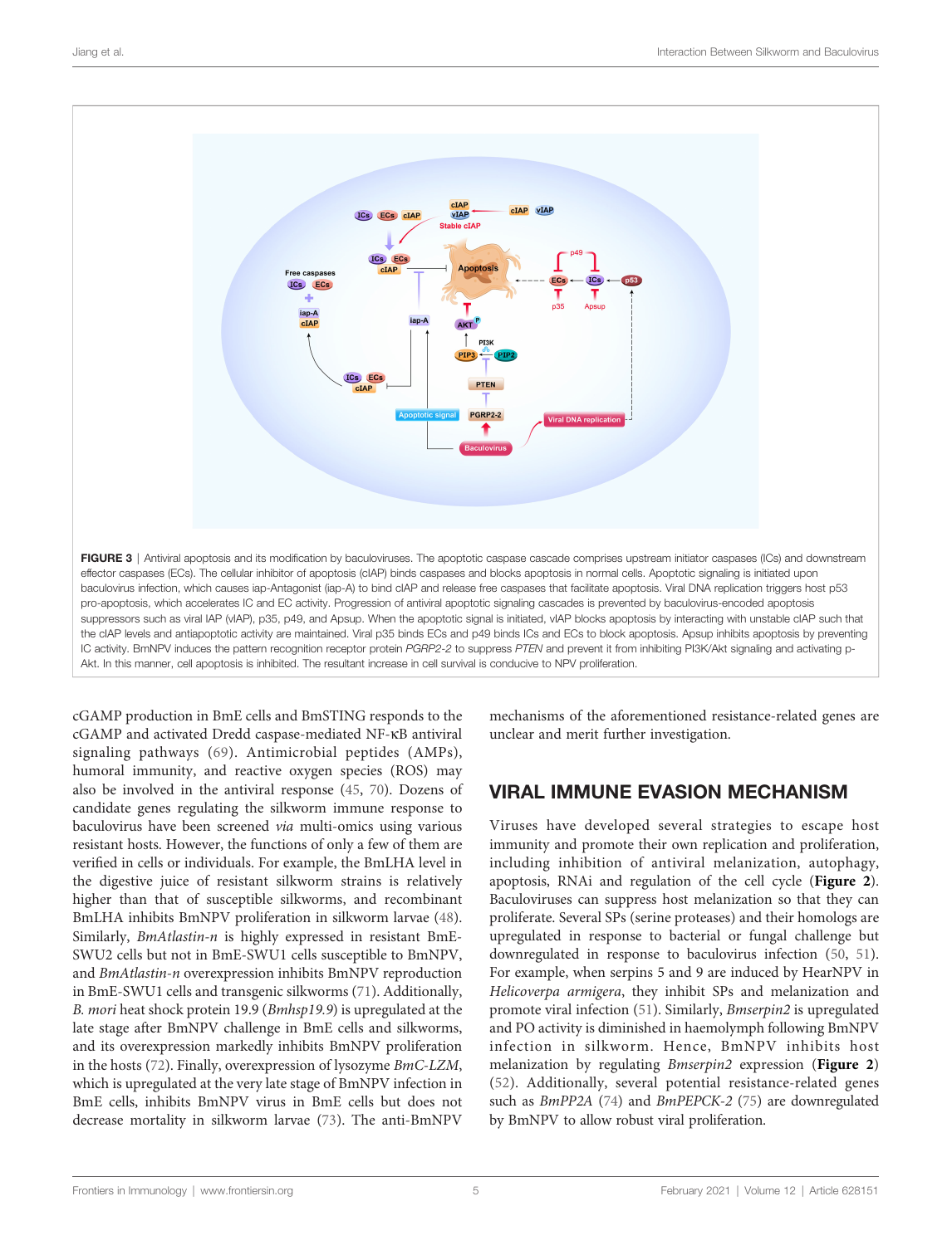**FIGURE 3** | Antiviral apoptosis and its modification by baculoviruses. The apoptotic caspase cascade comprises upstream initiator caspases (ICs) and downstream effector caspases (ECs). The cellular inhibitor of apoptosis (cIAP) binds caspases and blocks apoptosis in normal cells. Apoptotic signaling is initiated upon baculovirus infection, which causes iap-Antagonist (iap-A) to bind cIAP and release free caspases that facilitate apoptosis. Viral DNA replication triggers host p53 pro-apoptosis, which accelerates IC and EC activity. Progression of antiviral apoptotic signaling cascades is prevented by baculovirus-encoded apoptosis suppressors such as viral IAP (vIAP), p35, p49, and Apsup. When the apoptotic signal is initiated, vIAP blocks apoptosis by interacting with unstable cIAP such that the cIAP levels and antiapoptotic activity are maintained. Viral p35 binds ECs and p49 binds ICs and ECs to block apoptosis. Apsup inhibits apoptosis by preventing IC activity. BmNPV induces the pattern recognition receptor protein *PGRP2-2* to suppress *PTEN* and prevent it from inhibiting PI3K/Akt signaling and activating p-Akt. In this manner, cell apoptosis is inhibited. The resultant increase in cell survival is conducive to NPV proliferation.

cGAMP production in BmE cells and BmSTING responds to the cGAMP and activated Dredd caspase-mediated NF-κB antiviral signaling pathways (69). Antimicrobial peptides (AMPs), humoral immunity, and reactive oxygen species (ROS) may also be involved in the antiviral response (45, 70). Dozens of candidate genes regulating the silkworm immune response to baculovirus have been screened *via* multi-omics using various resistant hosts. However, the functions of only a few of them are verified in cells or individuals. For example, the BmLHA level in the digestive juice of resistant silkworm strains is relatively higher than that of susceptible silkworms, and recombinant BmLHA inhibits BmNPV proliferation in silkworm larvae (48). Similarly, *BmAtlastin-n* is highly expressed in resistant BmE-SWU2 cells but not in BmE-SWU1 cells susceptible to BmNPV, and *BmAtlastin-n* overexpression inhibits BmNPV reproduction in BmE-SWU1 cells and transgenic silkworms (71). Additionally, *B. mori* heat shock protein 19.9 (*Bmhsp19.9*) is upregulated at the late stage after BmNPV challenge in BmE cells and silkworms, and its overexpression markedly inhibits BmNPV proliferation in the hosts (72). Finally, overexpression of lysozyme *BmC-LZM*, which is upregulated at the very late stage of BmNPV infection in BmE cells, inhibits BmNPV virus in BmE cells but does not decrease mortality in silkworm larvae (73). The anti-BmNPV mechanisms of the aforementioned resistance-related genes are unclear and merit further investigation.

## VIRAL IMMUNE EVASION MECHANISM

Viruses have developed several strategies to escape host immunity and promote their own replication and proliferation, including inhibition of antiviral melanization, autophagy, apoptosis, RNAi and regulation of the cell cycle (**Figure 2**). Baculoviruses can suppress host melanization so that they can proliferate. Several SPs (serine proteases) and their homologs are upregulated in response to bacterial or fungal challenge but downregulated in response to baculovirus infection (50, 51). For example, when serpins 5 and 9 are induced by HearNPV in *Helicoverpa armigera*, they inhibit SPs and melanization and promote viral infection (51). Similarly, *Bmserpin2* is upregulated and PO activity is diminished in haemolymph following BmNPV infection in silkworm. Hence, BmNPV inhibits host melanization by regulating *Bmserpin2* expression (**Figure 2**) (52). Additionally, several potential resistance-related genes such as *BmPP2A* (74) and *BmPEPCK-2* (75) are downregulated by BmNPV to allow robust viral proliferation.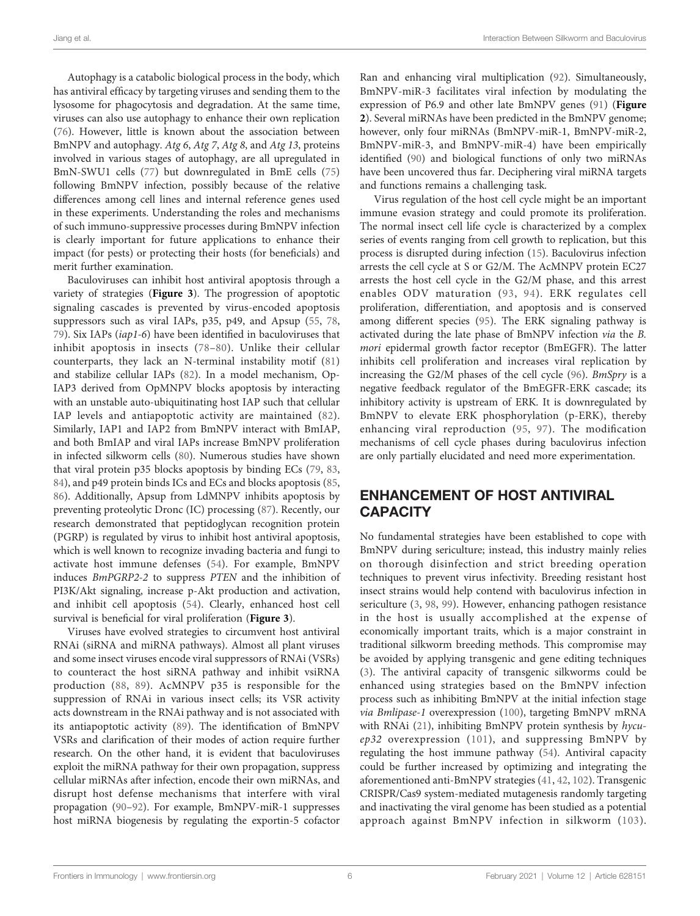Autophagy is a catabolic biological process in the body, which has antiviral efficacy by targeting viruses and sending them to the lysosome for phagocytosis and degradation. At the same time, viruses can also use autophagy to enhance their own replication (76). However, little is known about the association between BmNPV and autophagy. *Atg 6*, *Atg 7*, *Atg 8*, and *Atg 13*, proteins involved in various stages of autophagy, are all upregulated in BmN-SWU1 cells (77) but downregulated in BmE cells (75) following BmNPV infection, possibly because of the relative differences among cell lines and internal reference genes used in these experiments. Understanding the roles and mechanisms of such immuno-suppressive processes during BmNPV infection is clearly important for future applications to enhance their impact (for pests) or protecting their hosts (for beneficials) and merit further examination.

Baculoviruses can inhibit host antiviral apoptosis through a variety of strategies (**Figure 3**). The progression of apoptotic signaling cascades is prevented by virus-encoded apoptosis suppressors such as viral IAPs, p35, p49, and Apsup (55, 78, 79). Six IAPs (*iap1-6*) have been identified in baculoviruses that inhibit apoptosis in insects (78–80). Unlike their cellular counterparts, they lack an N-terminal instability motif (81) and stabilize cellular IAPs (82). In a model mechanism, Op-IAP3 derived from OpMNPV blocks apoptosis by interacting with an unstable auto-ubiquitinating host IAP such that cellular IAP levels and antiapoptotic activity are maintained (82). Similarly, IAP1 and IAP2 from BmNPV interact with BmIAP, and both BmIAP and viral IAPs increase BmNPV proliferation in infected silkworm cells (80). Numerous studies have shown that viral protein p35 blocks apoptosis by binding ECs (79, 83, 84), and p49 protein binds ICs and ECs and blocks apoptosis (85, 86). Additionally, Apsup from LdMNPV inhibits apoptosis by preventing proteolytic Dronc (IC) processing (87). Recently, our research demonstrated that peptidoglycan recognition protein (PGRP) is regulated by virus to inhibit host antiviral apoptosis, which is well known to recognize invading bacteria and fungi to activate host immune defenses (54). For example, BmNPV induces *BmPGRP2-2* to suppress *PTEN* and the inhibition of PI3K/Akt signaling, increase p-Akt production and activation, and inhibit cell apoptosis (54). Clearly, enhanced host cell survival is beneficial for viral proliferation (**Figure 3**).

Viruses have evolved strategies to circumvent host antiviral RNAi (siRNA and miRNA pathways). Almost all plant viruses and some insect viruses encode viral suppressors of RNAi (VSRs) to counteract the host siRNA pathway and inhibit vsiRNA production (88, 89). AcMNPV p35 is responsible for the suppression of RNAi in various insect cells; its VSR activity acts downstream in the RNAi pathway and is not associated with its antiapoptotic activity (89). The identification of BmNPV VSRs and clarification of their modes of action require further research. On the other hand, it is evident that baculoviruses exploit the miRNA pathway for their own propagation, suppress cellular miRNAs after infection, encode their own miRNAs, and disrupt host defense mechanisms that interfere with viral propagation (90–92). For example, BmNPV-miR-1 suppresses host miRNA biogenesis by regulating the exportin-5 cofactor Ran and enhancing viral multiplication (92). Simultaneously, BmNPV-miR-3 facilitates viral infection by modulating the expression of P6.9 and other late BmNPV genes (91) (**Figure 2**). Several miRNAs have been predicted in the BmNPV genome; however, only four miRNAs (BmNPV-miR-1, BmNPV-miR-2, BmNPV-miR-3, and BmNPV-miR-4) have been empirically identified (90) and biological functions of only two miRNAs have been uncovered thus far. Deciphering viral miRNA targets and functions remains a challenging task.

Virus regulation of the host cell cycle might be an important immune evasion strategy and could promote its proliferation. The normal insect cell life cycle is characterized by a complex series of events ranging from cell growth to replication, but this process is disrupted during infection (15). Baculovirus infection arrests the cell cycle at S or G2/M. The AcMNPV protein EC27 arrests the host cell cycle in the G2/M phase, and this arrest enables ODV maturation (93, 94). ERK regulates cell proliferation, differentiation, and apoptosis and is conserved among different species (95). The ERK signaling pathway is activated during the late phase of BmNPV infection *via* the *B. mori* epidermal growth factor receptor (BmEGFR). The latter inhibits cell proliferation and increases viral replication by increasing the G2/M phases of the cell cycle (96). *BmSpry* is a negative feedback regulator of the BmEGFR-ERK cascade; its inhibitory activity is upstream of ERK. It is downregulated by BmNPV to elevate ERK phosphorylation (p-ERK), thereby enhancing viral reproduction (95, 97). The modification mechanisms of cell cycle phases during baculovirus infection are only partially elucidated and need more experimentation.

## ENHANCEMENT OF HOST ANTIVIRAL CAPACITY

No fundamental strategies have been established to cope with BmNPV during sericulture; instead, this industry mainly relies on thorough disinfection and strict breeding operation techniques to prevent virus infectivity. Breeding resistant host insect strains would help contend with baculovirus infection in sericulture (3, 98, 99). However, enhancing pathogen resistance in the host is usually accomplished at the expense of economically important traits, which is a major constraint in traditional silkworm breeding methods. This compromise may be avoided by applying transgenic and gene editing techniques (3). The antiviral capacity of transgenic silkworms could be enhanced using strategies based on the BmNPV infection process such as inhibiting BmNPV at the initial infection stage *via Bmlipase-1* overexpression (100), targeting BmNPV mRNA with RNAi (21), inhibiting BmNPV protein synthesis by *hycu-ep32* overexpression (101), and suppressing BmNPV by regulating the host immune pathway (54). Antiviral capacity could be further increased by optimizing and integrating the aforementioned anti-BmNPV strategies (41, 42, 102). Transgenic CRISPR/Cas9 system-mediated mutagenesis randomly targeting and inactivating the viral genome has been studied as a potential approach against BmNPV infection in silkworm (103).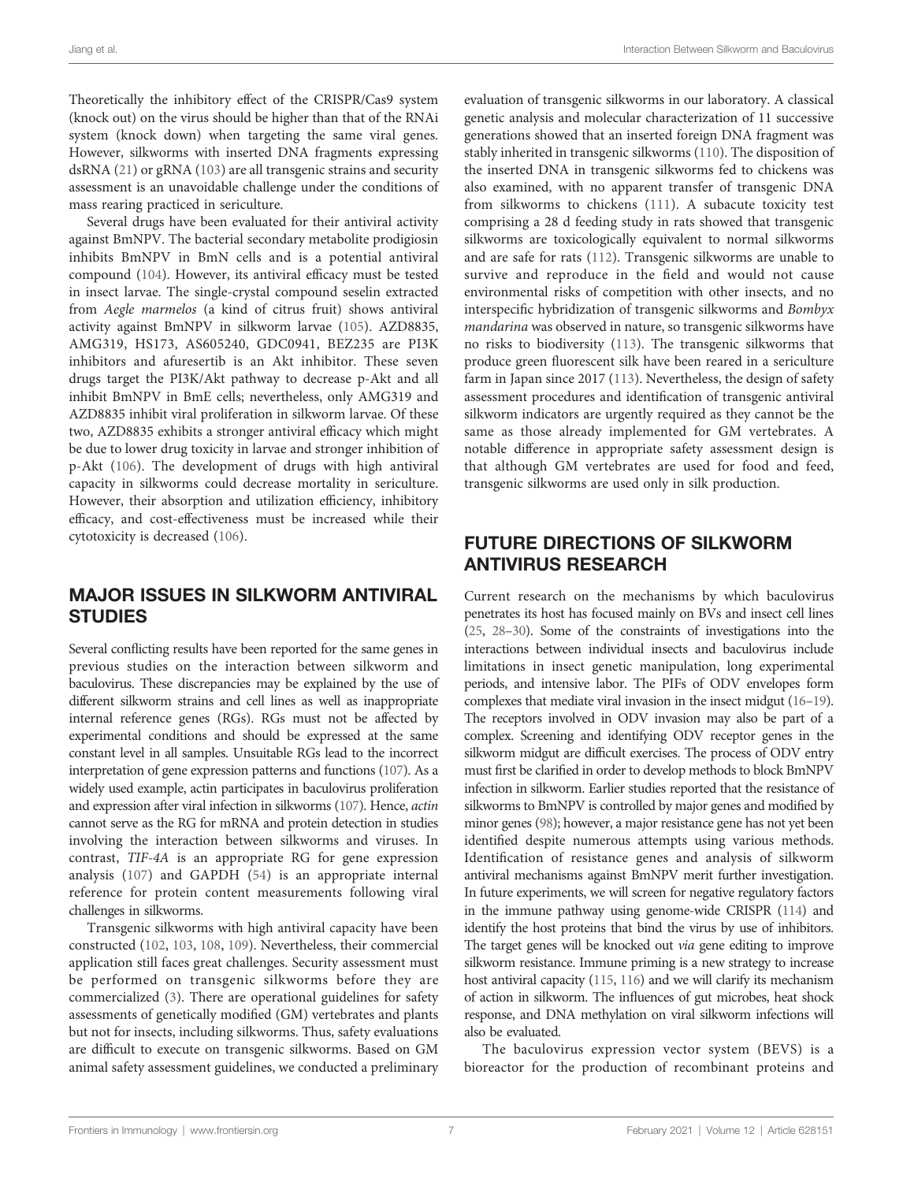Theoretically the inhibitory effect of the CRISPR/Cas9 system (knock out) on the virus should be higher than that of the RNAi system (knock down) when targeting the same viral genes. However, silkworms with inserted DNA fragments expressing dsRNA (21) or gRNA (103) are all transgenic strains and security assessment is an unavoidable challenge under the conditions of mass rearing practiced in sericulture.

Several drugs have been evaluated for their antiviral activity against BmNPV. The bacterial secondary metabolite prodigiosin inhibits BmNPV in BmN cells and is a potential antiviral compound (104). However, its antiviral efficacy must be tested in insect larvae. The single-crystal compound seselin extracted from *Aegle marmelos* (a kind of citrus fruit) shows antiviral activity against BmNPV in silkworm larvae (105). AZD8835, AMG319, HS173, AS605240, GDC0941, BEZ235 are PI3K inhibitors and afuresertib is an Akt inhibitor. These seven drugs target the PI3K/Akt pathway to decrease p-Akt and all inhibit BmNPV in BmE cells; nevertheless, only AMG319 and AZD8835 inhibit viral proliferation in silkworm larvae. Of these two, AZD8835 exhibits a stronger antiviral efficacy which might be due to lower drug toxicity in larvae and stronger inhibition of p-Akt (106). The development of drugs with high antiviral capacity in silkworms could decrease mortality in sericulture. However, their absorption and utilization efficiency, inhibitory efficacy, and cost-effectiveness must be increased while their cytotoxicity is decreased (106).

## MAJOR ISSUES IN SILKWORM ANTIVIRAL STUDIES

Several conflicting results have been reported for the same genes in previous studies on the interaction between silkworm and baculovirus. These discrepancies may be explained by the use of different silkworm strains and cell lines as well as inappropriate internal reference genes (RGs). RGs must not be affected by experimental conditions and should be expressed at the same constant level in all samples. Unsuitable RGs lead to the incorrect interpretation of gene expression patterns and functions (107). As a widely used example, actin participates in baculovirus proliferation and expression after viral infection in silkworms (107). Hence, *actin* cannot serve as the RG for mRNA and protein detection in studies involving the interaction between silkworms and viruses. In contrast, *TIF-4A* is an appropriate RG for gene expression analysis (107) and GAPDH (54) is an appropriate internal reference for protein content measurements following viral challenges in silkworms.

Transgenic silkworms with high antiviral capacity have been constructed (102, 103, 108, 109). Nevertheless, their commercial application still faces great challenges. Security assessment must be performed on transgenic silkworms before they are commercialized (3). There are operational guidelines for safety assessments of genetically modified (GM) vertebrates and plants but not for insects, including silkworms. Thus, safety evaluations are difficult to execute on transgenic silkworms. Based on GM animal safety assessment guidelines, we conducted a preliminary evaluation of transgenic silkworms in our laboratory. A classical genetic analysis and molecular characterization of 11 successive generations showed that an inserted foreign DNA fragment was stably inherited in transgenic silkworms (110). The disposition of the inserted DNA in transgenic silkworms fed to chickens was also examined, with no apparent transfer of transgenic DNA from silkworms to chickens (111). A subacute toxicity test comprising a 28 d feeding study in rats showed that transgenic silkworms are toxicologically equivalent to normal silkworms and are safe for rats (112). Transgenic silkworms are unable to survive and reproduce in the field and would not cause environmental risks of competition with other insects, and no interspecific hybridization of transgenic silkworms and *Bombyx mandarina* was observed in nature, so transgenic silkworms have no risks to biodiversity (113). The transgenic silkworms that produce green fluorescent silk have been reared in a sericulture farm in Japan since 2017 (113). Nevertheless, the design of safety assessment procedures and identification of transgenic antiviral silkworm indicators are urgently required as they cannot be the same as those already implemented for GM vertebrates. A notable difference in appropriate safety assessment design is that although GM vertebrates are used for food and feed, transgenic silkworms are used only in silk production.

## FUTURE DIRECTIONS OF SILKWORM ANTIVIRUS RESEARCH

Current research on the mechanisms by which baculovirus penetrates its host has focused mainly on BVs and insect cell lines (25, 28–30). Some of the constraints of investigations into the interactions between individual insects and baculovirus include limitations in insect genetic manipulation, long experimental periods, and intensive labor. The PIFs of ODV envelopes form complexes that mediate viral invasion in the insect midgut (16–19). The receptors involved in ODV invasion may also be part of a complex. Screening and identifying ODV receptor genes in the silkworm midgut are difficult exercises. The process of ODV entry must first be clarified in order to develop methods to block BmNPV infection in silkworm. Earlier studies reported that the resistance of silkworms to BmNPV is controlled by major genes and modified by minor genes (98); however, a major resistance gene has not yet been identified despite numerous attempts using various methods. Identification of resistance genes and analysis of silkworm antiviral mechanisms against BmNPV merit further investigation. In future experiments, we will screen for negative regulatory factors in the immune pathway using genome-wide CRISPR (114) and identify the host proteins that bind the virus by use of inhibitors. The target genes will be knocked out *via* gene editing to improve silkworm resistance. Immune priming is a new strategy to increase host antiviral capacity (115, 116) and we will clarify its mechanism of action in silkworm. The influences of gut microbes, heat shock response, and DNA methylation on viral silkworm infections will also be evaluated.

The baculovirus expression vector system (BEVS) is a bioreactor for the production of recombinant proteins and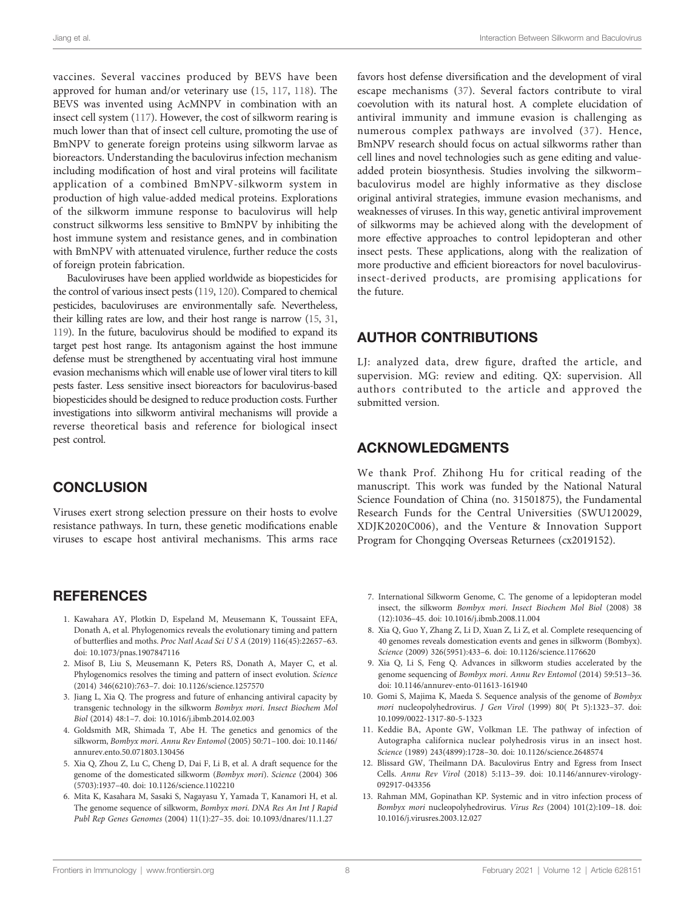vaccines. Several vaccines produced by BEVS have been approved for human and/or veterinary use (15, 117, 118). The BEVS was invented using AcMNPV in combination with an insect cell system (117). However, the cost of silkworm rearing is much lower than that of insect cell culture, promoting the use of BmNPV to generate foreign proteins using silkworm larvae as bioreactors. Understanding the baculovirus infection mechanism including modification of host and viral proteins will facilitate application of a combined BmNPV-silkworm system in production of high value-added medical proteins. Explorations of the silkworm immune response to baculovirus will help construct silkworms less sensitive to BmNPV by inhibiting the host immune system and resistance genes, and in combination with BmNPV with attenuated virulence, further reduce the costs of foreign protein fabrication.

Baculoviruses have been applied worldwide as biopesticides for the control of various insect pests (119, 120). Compared to chemical pesticides, baculoviruses are environmentally safe. Nevertheless, their killing rates are low, and their host range is narrow (15, 31, 119). In the future, baculovirus should be modified to expand its target pest host range. Its antagonism against the host immune defense must be strengthened by accentuating viral host immune evasion mechanisms which will enable use of lower viral titers to kill pests faster. Less sensitive insect bioreactors for baculovirus-based biopesticides should be designed to reduce production costs. Further investigations into silkworm antiviral mechanisms will provide a reverse theoretical basis and reference for biological insect pest control.

## CONCLUSION

Viruses exert strong selection pressure on their hosts to evolve resistance pathways. In turn, these genetic modifications enable viruses to escape host antiviral mechanisms. This arms race favors host defense diversification and the development of viral escape mechanisms (37). Several factors contribute to viral coevolution with its natural host. A complete elucidation of antiviral immunity and immune evasion is challenging as numerous complex pathways are involved (37). Hence, BmNPV research should focus on actual silkworms rather than cell lines and novel technologies such as gene editing and value-added protein biosynthesis. Studies involving the silkworm–baculovirus model are highly informative as they disclose original antiviral strategies, immune evasion mechanisms, and weaknesses of viruses. In this way, genetic antiviral improvement of silkworms may be achieved along with the development of more effective approaches to control lepidopteran and other insect pests. These applications, along with the realization of more productive and efficient bioreactors for novel baculovirus-insect-derived products, are promising applications for the future.

## AUTHOR CONTRIBUTIONS

LJ: analyzed data, drew figure, drafted the article, and supervision. MG: review and editing. QX: supervision. All authors contributed to the article and approved the submitted version.

## ACKNOWLEDGMENTS

We thank Prof. Zhihong Hu for critical reading of the manuscript. This work was funded by the National Natural Science Foundation of China (no. 31501875), the Fundamental Research Funds for the Central Universities (SWU120029, XDJK2020C006), and the Venture & Innovation Support Program for Chongqing Overseas Returnees (cx2019152).

## REFERENCES

1. Kawahara AY, Plotkin D, Espeland M, Meusemann K, Toussaint EFA, Donath A, et al. Phylogenomics reveals the evolutionary timing and pattern of butterflies and moths. *Proc Natl Acad Sci U S A* (2019) 116(45):22657–63. doi: 10.1073/pnas.1907847116
2. Misof B, Liu S, Meusemann K, Peters RS, Donath A, Mayer C, et al. Phylogenomics resolves the timing and pattern of insect evolution. *Science* (2014) 346(6210):763–7. doi: 10.1126/science.1257570
3. Jiang L, Xia Q. The progress and future of enhancing antiviral capacity by transgenic technology in the silkworm *Bombyx mori*. *Insect Biochem Mol Biol* (2014) 48:1–7. doi: 10.1016/j.ibmb.2014.02.003
4. Goldsmith MR, Shimada T, Abe H. The genetics and genomics of the silkworm, *Bombyx mori*. *Annu Rev Entomol* (2005) 50:71–100. doi: 10.1146/annurev.ento.50.071803.130456
5. Xia Q, Zhou Z, Lu C, Cheng D, Dai F, Li B, et al. A draft sequence for the genome of the domesticated silkworm (*Bombyx mori*). *Science* (2004) 306 (5703):1937–40. doi: 10.1126/science.1102210
6. Mita K, Kasahara M, Sasaki S, Nagayasu Y, Yamada T, Kanamori H, et al. The genome sequence of silkworm, *Bombyx mori*. *DNA Res An Int J Rapid Publ Rep Genes Genomes* (2004) 11(1):27–35. doi: 10.1093/dnares/11.1.27
7. International Silkworm Genome, C. The genome of a lepidopteran model insect, the silkworm *Bombyx mori*. *Insect Biochem Mol Biol* (2008) 38 (12):1036–45. doi: 10.1016/j.ibmb.2008.11.004
8. Xia Q, Guo Y, Zhang Z, Li D, Xuan Z, Li Z, et al. Complete resequencing of 40 genomes reveals domestication events and genes in silkworm (Bombyx). *Science* (2009) 326(5951):433–6. doi: 10.1126/science.1176620
9. Xia Q, Li S, Feng Q. Advances in silkworm studies accelerated by the genome sequencing of *Bombyx mori*. *Annu Rev Entomol* (2014) 59:513–36. doi: 10.1146/annurev-ento-011613-161940
10. Gomi S, Majima K, Maeda S. Sequence analysis of the genome of *Bombyx mori* nucleopolyhedrovirus. *J Gen Virol* (1999) 80( Pt 5):1323–37. doi: 10.1099/0022-1317-80-5-1323
11. Keddie BA, Aponte GW, Volkman LE. The pathway of infection of Autographa californica nuclear polyhedrosis virus in an insect host. *Science* (1989) 243(4899):1728–30. doi: 10.1126/science.2648574
12. Blissard GW, Theilmann DA. Baculovirus Entry and Egress from Insect Cells. *Annu Rev Virol* (2018) 5:113–39. doi: 10.1146/annurev-virology-092917-043356
13. Rahman MM, Gopinathan KP. Systemic and in vitro infection process of *Bombyx mori* nucleopolyhedrovirus. *Virus Res* (2004) 101(2):109–18. doi: 10.1016/j.virusres.2003.12.027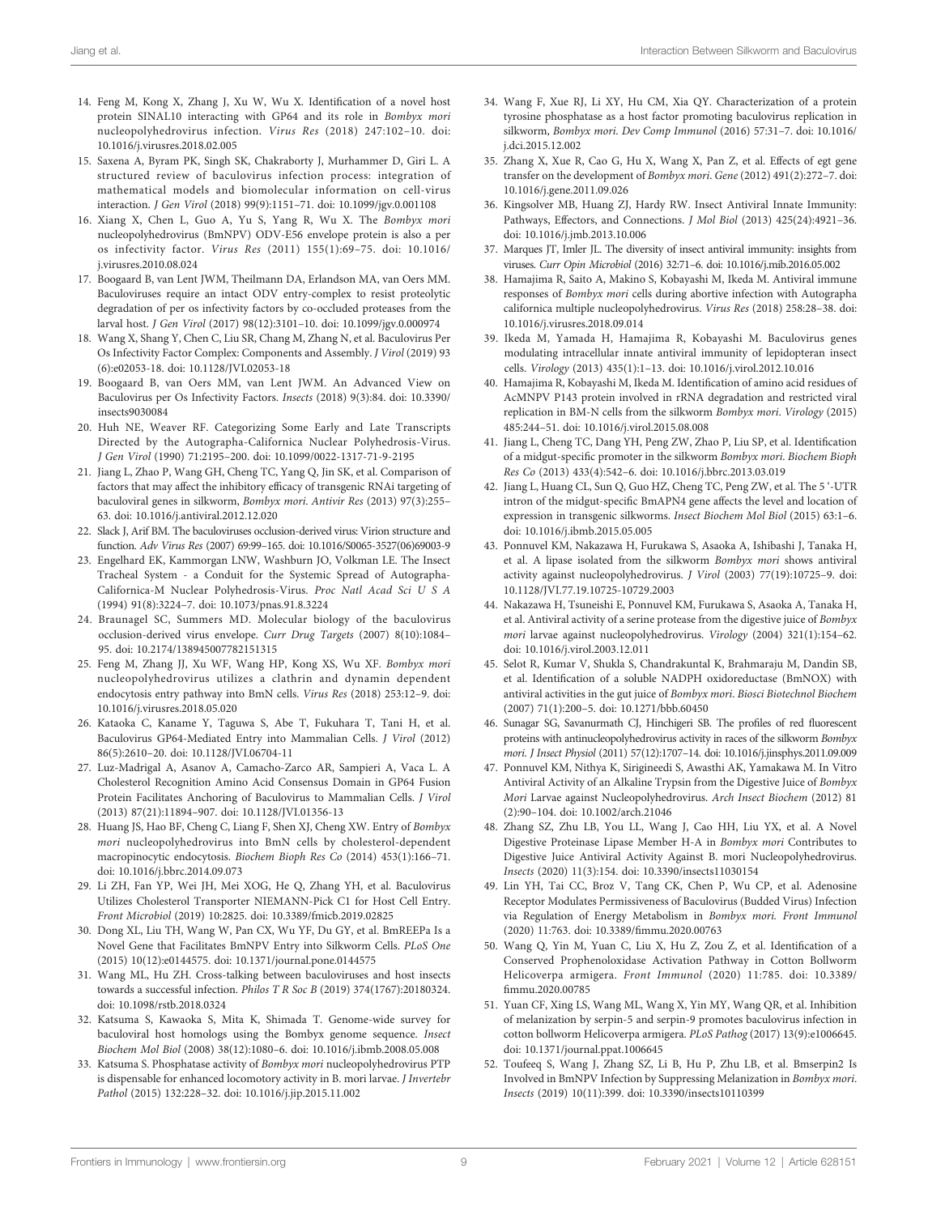14. Feng M, Kong X, Zhang J, Xu W, Wu X. Identification of a novel host protein SINAL10 interacting with GP64 and its role in *Bombyx mori* nucleopolyhedrovirus infection. *Virus Res* (2018) 247:102–10. doi: 10.1016/j.virusres.2018.02.005
15. Saxena A, Byram PK, Singh SK, Chakraborty J, Murhammer D, Giri L. A structured review of baculovirus infection process: integration of mathematical models and biomolecular information on cell-virus interaction. *J Gen Virol* (2018) 99(9):1151–71. doi: 10.1099/jgv.0.001108
16. Xiang X, Chen L, Guo A, Yu S, Yang R, Wu X. The *Bombyx mori* nucleopolyhedrovirus (BmNPV) ODV-E56 envelope protein is also a per os infectivity factor. *Virus Res* (2011) 155(1):69–75. doi: 10.1016/j.virusres.2010.08.024
17. Boogaard B, van Lent JWM, Theilmann DA, Erlandson MA, van Oers MM. Baculoviruses require an intact ODV entry-complex to resist proteolytic degradation of per os infectivity factors by co-occluded proteases from the larval host. *J Gen Virol* (2017) 98(12):3101–10. doi: 10.1099/jgv.0.000974
18. Wang X, Shang Y, Chen C, Liu SR, Chang M, Zhang N, et al. Baculovirus Per Os Infectivity Factor Complex: Components and Assembly. *J Virol* (2019) 93 (6):e02053-18. doi: 10.1128/JVI.02053-18
19. Boogaard B, van Oers MM, van Lent JWM. An Advanced View on Baculovirus per Os Infectivity Factors. *Insects* (2018) 9(3):84. doi: 10.3390/insects9030084
20. Huh NE, Weaver RF. Categorizing Some Early and Late Transcripts Directed by the Autographa-Californica Nuclear Polyhedrosis-Virus. *J Gen Virol* (1990) 71:2195–200. doi: 10.1099/0022-1317-71-9-2195
21. Jiang L, Zhao P, Wang GH, Cheng TC, Yang Q, Jin SK, et al. Comparison of factors that may affect the inhibitory efficacy of transgenic RNAi targeting of baculoviral genes in silkworm, *Bombyx mori*. *Antivir Res* (2013) 97(3):255–63. doi: 10.1016/j.antiviral.2012.12.020
22. Slack J, Arif BM. The baculoviruses occlusion-derived virus: Virion structure and function. *Adv Virus Res* (2007) 69:99–165. doi: 10.1016/S0065-3527(06)69003-9
23. Engelhard EK, Kammorgan LNW, Washburn JO, Volkman LE. The Insect Tracheal System - a Conduit for the Systemic Spread of Autographa-Californica-M Nuclear Polyhedrosis-Virus. *Proc Natl Acad Sci U S A* (1994) 91(8):3224–7. doi: 10.1073/pnas.91.8.3224
24. Braunagel SC, Summers MD. Molecular biology of the baculovirus occlusion-derived virus envelope. *Curr Drug Targets* (2007) 8(10):1084–95. doi: 10.2174/138945007782151315
25. Feng M, Zhang JJ, Xu WF, Wang HP, Kong XS, Wu XF. *Bombyx mori* nucleopolyhedrovirus utilizes a clathrin and dynamin dependent endocytosis entry pathway into BmN cells. *Virus Res* (2018) 253:12–9. doi: 10.1016/j.virusres.2018.05.020
26. Kataoka C, Kaname Y, Taguwa S, Abe T, Fukuhara T, Tani H, et al. Baculovirus GP64-Mediated Entry into Mammalian Cells. *J Virol* (2012) 86(5):2610–20. doi: 10.1128/JVI.06704-11
27. Luz-Madrigal A, Asanov A, Camacho-Zarco AR, Sampieri A, Vaca L. A Cholesterol Recognition Amino Acid Consensus Domain in GP64 Fusion Protein Facilitates Anchoring of Baculovirus to Mammalian Cells. *J Virol* (2013) 87(21):11894–907. doi: 10.1128/JVI.01356-13
28. Huang JS, Hao BF, Cheng C, Liang F, Shen XJ, Cheng XW. Entry of *Bombyx mori* nucleopolyhedrovirus into BmN cells by cholesterol-dependent macropinocytic endocytosis. *Biochem Bioph Res Co* (2014) 453(1):166–71. doi: 10.1016/j.bbrc.2014.09.073
29. Li ZH, Fan YP, Wei JH, Mei XOG, He Q, Zhang YH, et al. Baculovirus Utilizes Cholesterol Transporter NIEMANN-Pick C1 for Host Cell Entry. *Front Microbiol* (2019) 10:2825. doi: 10.3389/fmicb.2019.02825
30. Dong XL, Liu TH, Wang W, Pan CX, Wu YF, Du GY, et al. BmREEPa Is a Novel Gene that Facilitates BmNPV Entry into Silkworm Cells. *PLoS One* (2015) 10(12):e0144575. doi: 10.1371/journal.pone.0144575
31. Wang ML, Hu ZH. Cross-talking between baculoviruses and host insects towards a successful infection. *Philos T R Soc B* (2019) 374(1767):20180324. doi: 10.1098/rstb.2018.0324
32. Katsuma S, Kawaoka S, Mita K, Shimada T. Genome-wide survey for baculoviral host homologs using the Bombyx genome sequence. *Insect Biochem Mol Biol* (2008) 38(12):1080–6. doi: 10.1016/j.ibmb.2008.05.008
33. Katsuma S. Phosphatase activity of *Bombyx mori* nucleopolyhedrovirus PTP is dispensable for enhanced locomotory activity in B. mori larvae. *J Invertebr Pathol* (2015) 132:228–32. doi: 10.1016/j.jip.2015.11.002
34. Wang F, Xue RJ, Li XY, Hu CM, Xia QY. Characterization of a protein tyrosine phosphatase as a host factor promoting baculovirus replication in silkworm, *Bombyx mori*. *Dev Comp Immunol* (2016) 57:31–7. doi: 10.1016/j.dci.2015.12.002
35. Zhang X, Xue R, Cao G, Hu X, Wang X, Pan Z, et al. Effects of egt gene transfer on the development of *Bombyx mori*. *Gene* (2012) 491(2):272–7. doi: 10.1016/j.gene.2011.09.026
36. Kingsolver MB, Huang ZJ, Hardy RW. Insect Antiviral Innate Immunity: Pathways, Effectors, and Connections. *J Mol Biol* (2013) 425(24):4921–36. doi: 10.1016/j.jmb.2013.10.006
37. Marques JT, Imler JL. The diversity of insect antiviral immunity: insights from viruses. *Curr Opin Microbiol* (2016) 32:71–6. doi: 10.1016/j.mib.2016.05.002
38. Hamajima R, Saito A, Makino S, Kobayashi M, Ikeda M. Antiviral immune responses of *Bombyx mori* cells during abortive infection with Autographa californica multiple nucleopolyhedrovirus. *Virus Res* (2018) 258:28–38. doi: 10.1016/j.virusres.2018.09.014
39. Ikeda M, Yamada H, Hamajima R, Kobayashi M. Baculovirus genes modulating intracellular innate antiviral immunity of lepidopteran insect cells. *Virology* (2013) 435(1):1–13. doi: 10.1016/j.virol.2012.10.016
40. Hamajima R, Kobayashi M, Ikeda M. Identification of amino acid residues of AcMNPV P143 protein involved in rRNA degradation and restricted viral replication in BM-N cells from the silkworm *Bombyx mori*. *Virology* (2015) 485:244–51. doi: 10.1016/j.virol.2015.08.008
41. Jiang L, Cheng TC, Dang YH, Peng ZW, Zhao P, Liu SP, et al. Identification of a midgut-specific promoter in the silkworm *Bombyx mori*. *Biochem Bioph Res Co* (2013) 433(4):542–6. doi: 10.1016/j.bbrc.2013.03.019
42. Jiang L, Huang CL, Sun Q, Guo HZ, Cheng TC, Peng ZW, et al. The 5 '-UTR intron of the midgut-specific BmAPN4 gene affects the level and location of expression in transgenic silkworms. *Insect Biochem Mol Biol* (2015) 63:1–6. doi: 10.1016/j.ibmb.2015.05.005
43. Ponnuvel KM, Nakazawa H, Furukawa S, Asaoka A, Ishibashi J, Tanaka H, et al. A lipase isolated from the silkworm *Bombyx mori* shows antiviral activity against nucleopolyhedrovirus. *J Virol* (2003) 77(19):10725–9. doi: 10.1128/JVI.77.19.10725-10729.2003
44. Nakazawa H, Tsuneishi E, Ponnuvel KM, Furukawa S, Asaoka A, Tanaka H, et al. Antiviral activity of a serine protease from the digestive juice of *Bombyx mori* larvae against nucleopolyhedrovirus. *Virology* (2004) 321(1):154–62. doi: 10.1016/j.virol.2003.12.011
45. Selot R, Kumar V, Shukla S, Chandrakuntal K, Brahmaraju M, Dandin SB, et al. Identification of a soluble NADPH oxidoreductase (BmNOX) with antiviral activities in the gut juice of *Bombyx mori*. *Biosci Biotechnol Biochem* (2007) 71(1):200–5. doi: 10.1271/bbb.60450
46. Sunagar SG, Savanurmath CJ, Hinchigeri SB. The profiles of red fluorescent proteins with antinucleopolyhedrovirus activity in races of the silkworm *Bombyx mori*. *J Insect Physiol* (2011) 57(12):1707–14. doi: 10.1016/j.jinsphys.2011.09.009
47. Ponnuvel KM, Nithya K, Sirigineedi S, Awasthi AK, Yamakawa M. In Vitro Antiviral Activity of an Alkaline Trypsin from the Digestive Juice of *Bombyx Mori* Larvae against Nucleopolyhedrovirus. *Arch Insect Biochem* (2012) 81 (2):90–104. doi: 10.1002/arch.21046
48. Zhang SZ, Zhu LB, You LL, Wang J, Cao HH, Liu YX, et al. A Novel Digestive Proteinase Lipase Member H-A in *Bombyx mori* Contributes to Digestive Juice Antiviral Activity Against B. mori Nucleopolyhedrovirus. *Insects* (2020) 11(3):154. doi: 10.3390/insects11030154
49. Lin YH, Tai CC, Broz V, Tang CK, Chen P, Wu CP, et al. Adenosine Receptor Modulates Permissiveness of Baculovirus (Budded Virus) Infection via Regulation of Energy Metabolism in *Bombyx mori*. *Front Immunol* (2020) 11:763. doi: 10.3389/fimmu.2020.00763
50. Wang Q, Yin M, Yuan C, Liu X, Hu Z, Zou Z, et al. Identification of a Conserved Prophenoloxidase Activation Pathway in Cotton Bollworm Helicoverpa armigera. *Front Immunol* (2020) 11:785. doi: 10.3389/fimmu.2020.00785
51. Yuan CF, Xing LS, Wang ML, Wang X, Yin MY, Wang QR, et al. Inhibition of melanization by serpin-5 and serpin-9 promotes baculovirus infection in cotton bollworm Helicoverpa armigera. *PLoS Pathog* (2017) 13(9):e1006645. doi: 10.1371/journal.ppat.1006645
52. Toufeeq S, Wang J, Zhang SZ, Li B, Hu P, Zhu LB, et al. Bmserpin2 Is Involved in BmNPV Infection by Suppressing Melanization in *Bombyx mori*. *Insects* (2019) 10(11):399. doi: 10.3390/insects10110399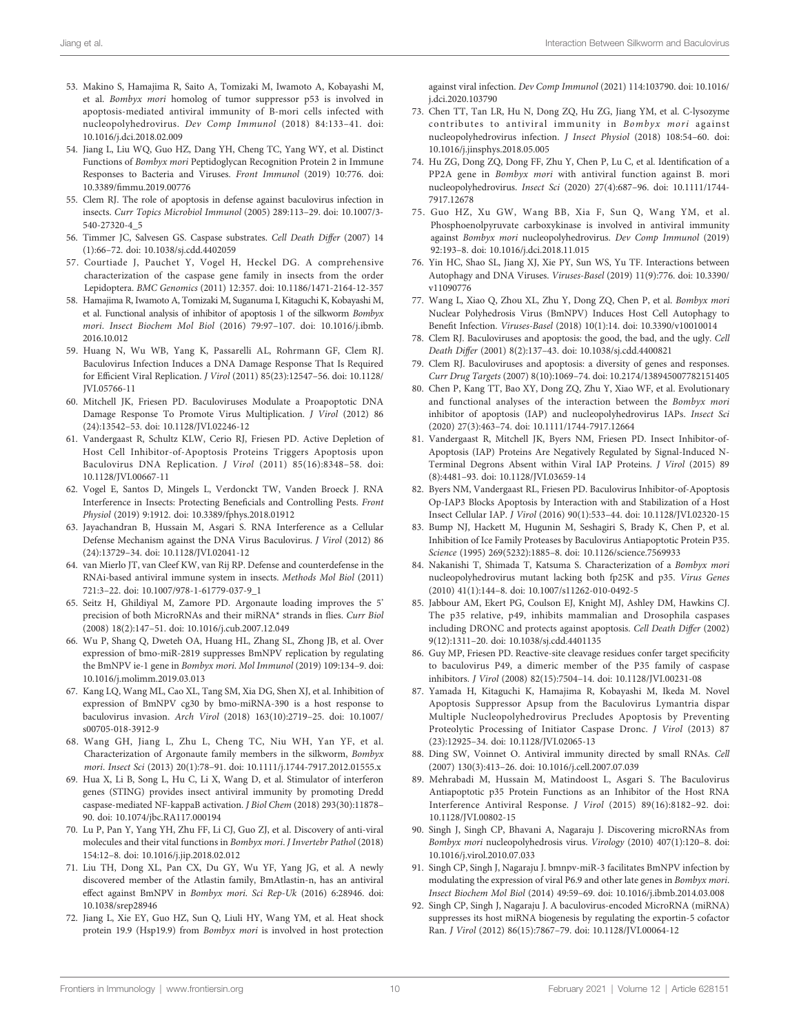53. Makino S, Hamajima R, Saito A, Tomizaki M, Iwamoto A, Kobayashi M, et al. *Bombyx mori* homolog of tumor suppressor p53 is involved in apoptosis-mediated antiviral immunity of B-mori cells infected with nucleopolyhedrovirus. *Dev Comp Immunol* (2018) 84:133–41. doi: 10.1016/j.dci.2018.02.009
54. Jiang L, Liu WQ, Guo HZ, Dang YH, Cheng TC, Yang WY, et al. Distinct Functions of *Bombyx mori* Peptidoglycan Recognition Protein 2 in Immune Responses to Bacteria and Viruses. *Front Immunol* (2019) 10:776. doi: 10.3389/fimmu.2019.00776
55. Clem RJ. The role of apoptosis in defense against baculovirus infection in insects. *Curr Topics Microbiol Immunol* (2005) 289:113–29. doi: 10.1007/3-540-27320-4_5
56. Timmer JC, Salvesen GS. Caspase substrates. *Cell Death Differ* (2007) 14 (1):66–72. doi: 10.1038/sj.cdd.4402059
57. Courtiade J, Pauchet Y, Vogel H, Heckel DG. A comprehensive characterization of the caspase gene family in insects from the order Lepidoptera. *BMC Genomics* (2011) 12:357. doi: 10.1186/1471-2164-12-357
58. Hamajima R, Iwamoto A, Tomizaki M, Suganuma I, Kitaguchi K, Kobayashi M, et al. Functional analysis of inhibitor of apoptosis 1 of the silkworm *Bombyx mori*. *Insect Biochem Mol Biol* (2016) 79:97–107. doi: 10.1016/j.ibmb.2016.10.012
59. Huang N, Wu WB, Yang K, Passarelli AL, Rohrmann GF, Clem RJ. Baculovirus Infection Induces a DNA Damage Response That Is Required for Efficient Viral Replication. *J Virol* (2011) 85(23):12547–56. doi: 10.1128/JVI.05766-11
60. Mitchell JK, Friesen PD. Baculoviruses Modulate a Proapoptotic DNA Damage Response To Promote Virus Multiplication. *J Virol* (2012) 86 (24):13542–53. doi: 10.1128/JVI.02246-12
61. Vandergaast R, Schultz KLW, Cerio RJ, Friesen PD. Active Depletion of Host Cell Inhibitor-of-Apoptosis Proteins Triggers Apoptosis upon Baculovirus DNA Replication. *J Virol* (2011) 85(16):8348–58. doi: 10.1128/JVI.00667-11
62. Vogel E, Santos D, Mingels L, Verdonckt TW, Vanden Broeck J. RNA Interference in Insects: Protecting Beneficials and Controlling Pests. *Front Physiol* (2019) 9:1912. doi: 10.3389/fphys.2018.01912
63. Jayachandran B, Hussain M, Asgari S. RNA Interference as a Cellular Defense Mechanism against the DNA Virus Baculovirus. *J Virol* (2012) 86 (24):13729–34. doi: 10.1128/JVI.02041-12
64. van Mierlo JT, van Cleef KW, van Rij RP. Defense and counterdefense in the RNAi-based antiviral immune system in insects. *Methods Mol Biol* (2011) 721:3–22. doi: 10.1007/978-1-61779-037-9_1
65. Seitz H, Ghildiyal M, Zamore PD. Argonaute loading improves the 5' precision of both MicroRNAs and their miRNA* strands in flies. *Curr Biol* (2008) 18(2):147–51. doi: 10.1016/j.cub.2007.12.049
66. Wu P, Shang Q, Dweteh OA, Huang HL, Zhang SL, Zhong JB, et al. Over expression of bmo-miR-2819 suppresses BmNPV replication by regulating the BmNPV ie-1 gene in *Bombyx mori*. *Mol Immunol* (2019) 109:134–9. doi: 10.1016/j.molimm.2019.03.013
67. Kang LQ, Wang ML, Cao XL, Tang SM, Xia DG, Shen XJ, et al. Inhibition of expression of BmNPV cg30 by bmo-miRNA-390 is a host response to baculovirus invasion. *Arch Virol* (2018) 163(10):2719–25. doi: 10.1007/s00705-018-3912-9
68. Wang GH, Jiang L, Zhu L, Cheng TC, Niu WH, Yan YF, et al. Characterization of Argonaute family members in the silkworm, *Bombyx mori*. *Insect Sci* (2013) 20(1):78–91. doi: 10.1111/j.1744-7917.2012.01555.x
69. Hua X, Li B, Song L, Hu C, Li X, Wang D, et al. Stimulator of interferon genes (STING) provides insect antiviral immunity by promoting Dredd caspase-mediated NF-kappaB activation. *J Biol Chem* (2018) 293(30):11878–90. doi: 10.1074/jbc.RA117.000194
70. Lu P, Pan Y, Yang YH, Zhu FF, Li CJ, Guo ZJ, et al. Discovery of anti-viral molecules and their vital functions in *Bombyx mori*. *J Invertebr Pathol* (2018) 154:12–8. doi: 10.1016/j.jip.2018.02.012
71. Liu TH, Dong XL, Pan CX, Du GY, Wu YF, Yang JG, et al. A newly discovered member of the Atlastin family, BmAtlastin-n, has an antiviral effect against BmNPV in *Bombyx mori*. *Sci Rep-Uk* (2016) 6:28946. doi: 10.1038/srep28946
72. Jiang L, Xie EY, Guo HZ, Sun Q, Liuli HY, Wang YM, et al. Heat shock protein 19.9 (Hsp19.9) from *Bombyx mori* is involved in host protection against viral infection. *Dev Comp Immunol* (2021) 114:103790. doi: 10.1016/j.dci.2020.103790
73. Chen TT, Tan LR, Hu N, Dong ZQ, Hu ZG, Jiang YM, et al. C-lysozyme contributes to antiviral immunity in *Bombyx mori* against nucleopolyhedrovirus infection. *J Insect Physiol* (2018) 108:54–60. doi: 10.1016/j.jinsphys.2018.05.005
74. Hu ZG, Dong ZQ, Dong FF, Zhu Y, Chen P, Lu C, et al. Identification of a PP2A gene in *Bombyx mori* with antiviral function against B. mori nucleopolyhedrovirus. *Insect Sci* (2020) 27(4):687–96. doi: 10.1111/1744-7917.12678
75. Guo HZ, Xu GW, Wang BB, Xia F, Sun Q, Wang YM, et al. Phosphoenolpyruvate carboxykinase is involved in antiviral immunity against *Bombyx mori* nucleopolyhedrovirus. *Dev Comp Immunol* (2019) 92:193–8. doi: 10.1016/j.dci.2018.11.015
76. Yin HC, Shao SL, Jiang XJ, Xie PY, Sun WS, Yu TF. Interactions between Autophagy and DNA Viruses. *Viruses-Basel* (2019) 11(9):776. doi: 10.3390/v11090776
77. Wang L, Xiao Q, Zhou XL, Zhu Y, Dong ZQ, Chen P, et al. *Bombyx mori* Nuclear Polyhedrosis Virus (BmNPV) Induces Host Cell Autophagy to Benefit Infection. *Viruses-Basel* (2018) 10(1):14. doi: 10.3390/v10010014
78. Clem RJ. Baculoviruses and apoptosis: the good, the bad, and the ugly. *Cell Death Differ* (2001) 8(2):137–43. doi: 10.1038/sj.cdd.4400821
79. Clem RJ. Baculoviruses and apoptosis: a diversity of genes and responses. *Curr Drug Targets* (2007) 8(10):1069–74. doi: 10.2174/138945007782151405
80. Chen P, Kang TT, Bao XY, Dong ZQ, Zhu Y, Xiao WF, et al. Evolutionary and functional analyses of the interaction between the *Bombyx mori* inhibitor of apoptosis (IAP) and nucleopolyhedrovirus IAPs. *Insect Sci* (2020) 27(3):463–74. doi: 10.1111/1744-7917.12664
81. Vandergaast R, Mitchell JK, Byers NM, Friesen PD. Insect Inhibitor-of-Apoptosis (IAP) Proteins Are Negatively Regulated by Signal-Induced N-Terminal Degrons Absent within Viral IAP Proteins. *J Virol* (2015) 89 (8):4481–93. doi: 10.1128/JVI.03659-14
82. Byers NM, Vandergaast RL, Friesen PD. Baculovirus Inhibitor-of-Apoptosis Op-IAP3 Blocks Apoptosis by Interaction with and Stabilization of a Host Insect Cellular IAP. *J Virol* (2016) 90(1):533–44. doi: 10.1128/JVI.02320-15
83. Bump NJ, Hackett M, Hugunin M, Seshagiri S, Brady K, Chen P, et al. Inhibition of Ice Family Proteases by Baculovirus Antiapoptotic Protein P35. *Science* (1995) 269(5232):1885–8. doi: 10.1126/science.7569933
84. Nakanishi T, Shimada T, Katsuma S. Characterization of a *Bombyx mori* nucleopolyhedrovirus mutant lacking both fp25K and p35. *Virus Genes* (2010) 41(1):144–8. doi: 10.1007/s11262-010-0492-5
85. Jabbour AM, Ekert PG, Coulson EJ, Knight MJ, Ashley DM, Hawkins CJ. The p35 relative, p49, inhibits mammalian and Drosophila caspases including DRONC and protects against apoptosis. *Cell Death Differ* (2002) 9(12):1311–20. doi: 10.1038/sj.cdd.4401135
86. Guy MP, Friesen PD. Reactive-site cleavage residues confer target specificity to baculovirus P49, a dimeric member of the P35 family of caspase inhibitors. *J Virol* (2008) 82(15):7504–14. doi: 10.1128/JVI.00231-08
87. Yamada H, Kitaguchi K, Hamajima R, Kobayashi M, Ikeda M. Novel Apoptosis Suppressor Apsup from the Baculovirus Lymantria dispar Multiple Nucleopolyhedrovirus Precludes Apoptosis by Preventing Proteolytic Processing of Initiator Caspase Dronc. *J Virol* (2013) 87 (23):12925–34. doi: 10.1128/JVI.02065-13
88. Ding SW, Voinnet O. Antiviral immunity directed by small RNAs. *Cell* (2007) 130(3):413–26. doi: 10.1016/j.cell.2007.07.039
89. Mehrabadi M, Hussain M, Matindoost L, Asgari S. The Baculovirus Antiapoptotic p35 Protein Functions as an Inhibitor of the Host RNA Interference Antiviral Response. *J Virol* (2015) 89(16):8182–92. doi: 10.1128/JVI.00802-15
90. Singh J, Singh CP, Bhavani A, Nagaraju J. Discovering microRNAs from *Bombyx mori* nucleopolyhedrosis virus. *Virology* (2010) 407(1):120–8. doi: 10.1016/j.virol.2010.07.033
91. Singh CP, Singh J, Nagaraju J. bmnpv-miR-3 facilitates BmNPV infection by modulating the expression of viral P6.9 and other late genes in *Bombyx mori*. *Insect Biochem Mol Biol* (2014) 49:59–69. doi: 10.1016/j.ibmb.2014.03.008
92. Singh CP, Singh J, Nagaraju J. A baculovirus-encoded MicroRNA (miRNA) suppresses its host miRNA biogenesis by regulating the exportin-5 cofactor Ran. *J Virol* (2012) 86(15):7867–79. doi: 10.1128/JVI.00064-12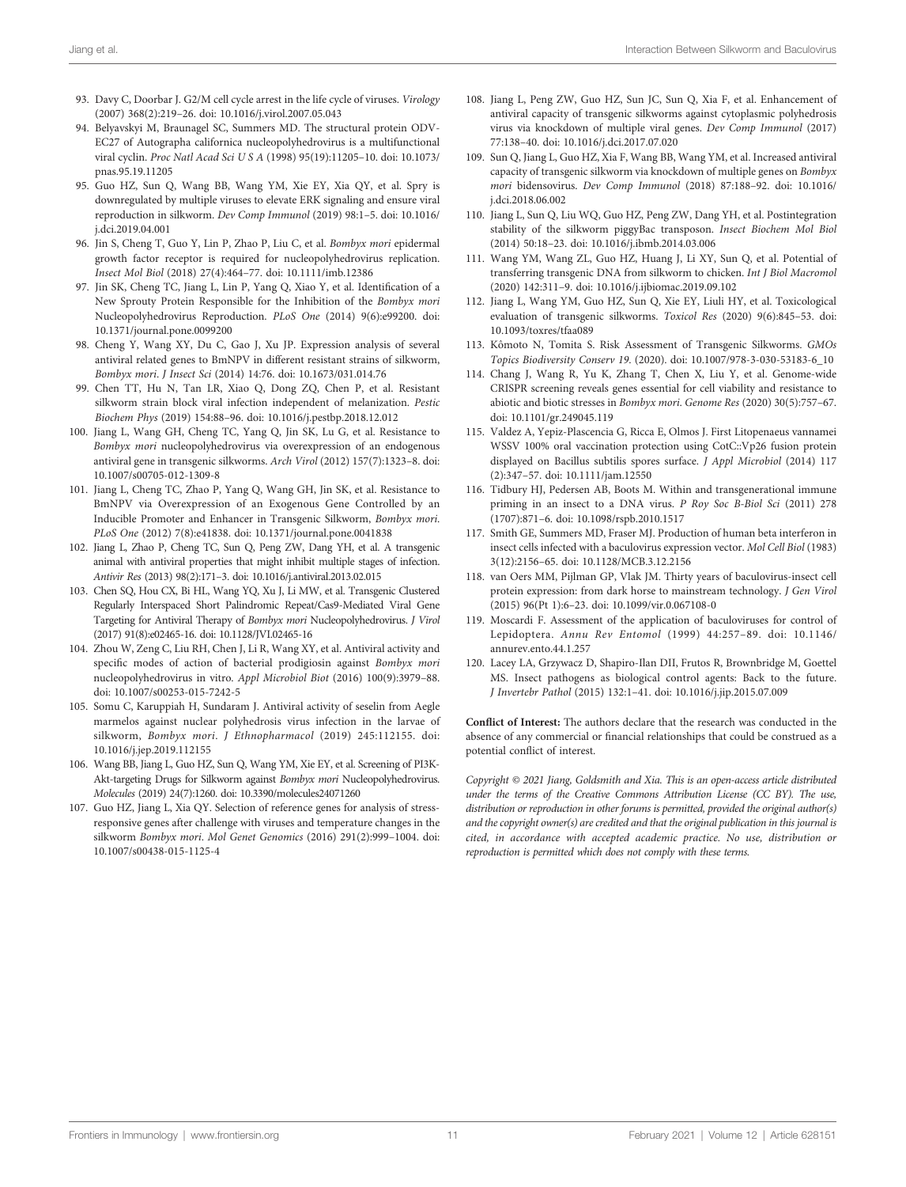93. Davy C, Doorbar J. G2/M cell cycle arrest in the life cycle of viruses. *Virology* (2007) 368(2):219–26. doi: 10.1016/j.virol.2007.05.043
94. Belyavskyi M, Braunagel SC, Summers MD. The structural protein ODV-EC27 of Autographa californica nucleopolyhedrovirus is a multifunctional viral cyclin. *Proc Natl Acad Sci U S A* (1998) 95(19):11205–10. doi: 10.1073/pnas.95.19.11205
95. Guo HZ, Sun Q, Wang BB, Wang YM, Xie EY, Xia QY, et al. Spry is downregulated by multiple viruses to elevate ERK signaling and ensure viral reproduction in silkworm. *Dev Comp Immunol* (2019) 98:1–5. doi: 10.1016/j.dci.2019.04.001
96. Jin S, Cheng T, Guo Y, Lin P, Zhao P, Liu C, et al. *Bombyx mori* epidermal growth factor receptor is required for nucleopolyhedrovirus replication. *Insect Mol Biol* (2018) 27(4):464–77. doi: 10.1111/imb.12386
97. Jin SK, Cheng TC, Jiang L, Lin P, Yang Q, Xiao Y, et al. Identification of a New Sprouty Protein Responsible for the Inhibition of the *Bombyx mori* Nucleopolyhedrovirus Reproduction. *PLoS One* (2014) 9(6):e99200. doi: 10.1371/journal.pone.0099200
98. Cheng Y, Wang XY, Du C, Gao J, Xu JP. Expression analysis of several antiviral related genes to BmNPV in different resistant strains of silkworm, *Bombyx mori*. *J Insect Sci* (2014) 14:76. doi: 10.1673/031.014.76
99. Chen TT, Hu N, Tan LR, Xiao Q, Dong ZQ, Chen P, et al. Resistant silkworm strain block viral infection independent of melanization. *Pestic Biochem Phys* (2019) 154:88–96. doi: 10.1016/j.pestbp.2018.12.012
100. Jiang L, Wang GH, Cheng TC, Yang Q, Jin SK, Lu G, et al. Resistance to *Bombyx mori* nucleopolyhedrovirus via overexpression of an endogenous antiviral gene in transgenic silkworms. *Arch Virol* (2012) 157(7):1323–8. doi: 10.1007/s00705-012-1309-8
101. Jiang L, Cheng TC, Zhao P, Yang Q, Wang GH, Jin SK, et al. Resistance to BmNPV via Overexpression of an Exogenous Gene Controlled by an Inducible Promoter and Enhancer in Transgenic Silkworm, *Bombyx mori*. *PLoS One* (2012) 7(8):e41838. doi: 10.1371/journal.pone.0041838
102. Jiang L, Zhao P, Cheng TC, Sun Q, Peng ZW, Dang YH, et al. A transgenic animal with antiviral properties that might inhibit multiple stages of infection. *Antivir Res* (2013) 98(2):171–3. doi: 10.1016/j.antiviral.2013.02.015
103. Chen SQ, Hou CX, Bi HL, Wang YQ, Xu J, Li MW, et al. Transgenic Clustered Regularly Interspaced Short Palindromic Repeat/Cas9-Mediated Viral Gene Targeting for Antiviral Therapy of *Bombyx mori* Nucleopolyhedrovirus. *J Virol* (2017) 91(8):e02465-16. doi: 10.1128/JVI.02465-16
104. Zhou W, Zeng C, Liu RH, Chen J, Li R, Wang XY, et al. Antiviral activity and specific modes of action of bacterial prodigiosin against *Bombyx mori* nucleopolyhedrovirus in vitro. *Appl Microbiol Biot* (2016) 100(9):3979–88. doi: 10.1007/s00253-015-7242-5
105. Somu C, Karuppiah H, Sundaram J. Antiviral activity of seselin from Aegle marmelos against nuclear polyhedrosis virus infection in the larvae of silkworm, *Bombyx mori*. *J Ethnopharmacol* (2019) 245:112155. doi: 10.1016/j.jep.2019.112155
106. Wang BB, Jiang L, Guo HZ, Sun Q, Wang YM, Xie EY, et al. Screening of PI3K-Akt-targeting Drugs for Silkworm against *Bombyx mori* Nucleopolyhedrovirus. *Molecules* (2019) 24(7):1260. doi: 10.3390/molecules24071260
107. Guo HZ, Jiang L, Xia QY. Selection of reference genes for analysis of stress-responsive genes after challenge with viruses and temperature changes in the silkworm *Bombyx mori*. *Mol Genet Genomics* (2016) 291(2):999–1004. doi: 10.1007/s00438-015-1125-4
108. Jiang L, Peng ZW, Guo HZ, Sun JC, Sun Q, Xia F, et al. Enhancement of antiviral capacity of transgenic silkworms against cytoplasmic polyhedrosis virus via knockdown of multiple viral genes. *Dev Comp Immunol* (2017) 77:138–40. doi: 10.1016/j.dci.2017.07.020
109. Sun Q, Jiang L, Guo HZ, Xia F, Wang BB, Wang YM, et al. Increased antiviral capacity of transgenic silkworm via knockdown of multiple genes on *Bombyx mori* bidensovirus. *Dev Comp Immunol* (2018) 87:188–92. doi: 10.1016/j.dci.2018.06.002
110. Jiang L, Sun Q, Liu WQ, Guo HZ, Peng ZW, Dang YH, et al. Postintegration stability of the silkworm piggyBac transposon. *Insect Biochem Mol Biol* (2014) 50:18–23. doi: 10.1016/j.ibmb.2014.03.006
111. Wang YM, Wang ZL, Guo HZ, Huang J, Li XY, Sun Q, et al. Potential of transferring transgenic DNA from silkworm to chicken. *Int J Biol Macromol* (2020) 142:311–9. doi: 10.1016/j.ijbiomac.2019.09.102
112. Jiang L, Wang YM, Guo HZ, Sun Q, Xie EY, Liuli HY, et al. Toxicological evaluation of transgenic silkworms. *Toxicol Res* (2020) 9(6):845–53. doi: 10.1093/toxres/tfaa089
113. Kômoto N, Tomita S. Risk Assessment of Transgenic Silkworms. *GMOs Topics Biodiversity Conserv 19*. (2020). doi: 10.1007/978-3-030-53183-6_10
114. Chang J, Wang R, Yu K, Zhang T, Chen X, Liu Y, et al. Genome-wide CRISPR screening reveals genes essential for cell viability and resistance to abiotic and biotic stresses in *Bombyx mori*. *Genome Res* (2020) 30(5):757–67. doi: 10.1101/gr.249045.119
115. Valdez A, Yepiz-Plascencia G, Ricca E, Olmos J. First Litopenaeus vannamei WSSV 100% oral vaccination protection using CotC::Vp26 fusion protein displayed on Bacillus subtilis spores surface. *J Appl Microbiol* (2014) 117 (2):347–57. doi: 10.1111/jam.12550
116. Tidbury HJ, Pedersen AB, Boots M. Within and transgenerational immune priming in an insect to a DNA virus. *P Roy Soc B-Biol Sci* (2011) 278 (1707):871–6. doi: 10.1098/rspb.2010.1517
117. Smith GE, Summers MD, Fraser MJ. Production of human beta interferon in insect cells infected with a baculovirus expression vector. *Mol Cell Biol* (1983) 3(12):2156–65. doi: 10.1128/MCB.3.12.2156
118. van Oers MM, Pijlman GP, Vlak JM. Thirty years of baculovirus-insect cell protein expression: from dark horse to mainstream technology. *J Gen Virol* (2015) 96(Pt 1):6–23. doi: 10.1099/vir.0.067108-0
119. Moscardi F. Assessment of the application of baculoviruses for control of Lepidoptera. *Annu Rev Entomol* (1999) 44:257–89. doi: 10.1146/annurev.ento.44.1.257
120. Lacey LA, Grzywacz D, Shapiro-Ilan DII, Frutos R, Brownbridge M, Goettel MS. Insect pathogens as biological control agents: Back to the future. *J Invertebr Pathol* (2015) 132:1–41. doi: 10.1016/j.jip.2015.07.009

**Conflict of Interest:** The authors declare that the research was conducted in the absence of any commercial or financial relationships that could be construed as a potential conflict of interest.

*Copyright © 2021 Jiang, Goldsmith and Xia. This is an open-access article distributed under the terms of the Creative Commons Attribution License (CC BY). The use, distribution or reproduction in other forums is permitted, provided the original author(s) and the copyright owner(s) are credited and that the original publication in this journal is cited, in accordance with accepted academic practice. No use, distribution or reproduction is permitted which does not comply with these terms.*